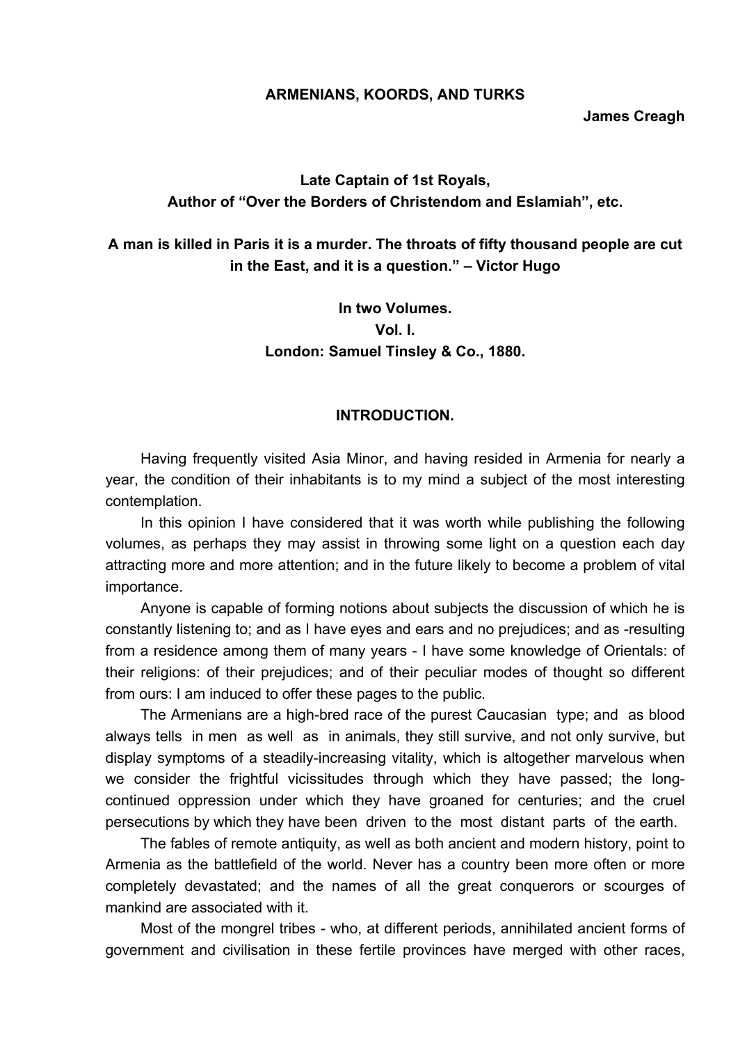# ARMENIANS, KOORDS, AND TURKS

**James Creagh**

**Late Captain of 1st Royals,**
**Author of "Over the Borders of Christendom and Eslamiah", etc.**

**A man is killed in Paris it is a murder. The throats of fifty thousand people are cut in the East, and it is a question." – Victor Hugo**

**In two Volumes.**
**Vol. I.**
**London: Samuel Tinsley & Co., 1880.**

## INTRODUCTION.

Having frequently visited Asia Minor, and having resided in Armenia for nearly a year, the condition of their inhabitants is to my mind a subject of the most interesting contemplation.

In this opinion I have considered that it was worth while publishing the following volumes, as perhaps they may assist in throwing some light on a question each day attracting more and more attention; and in the future likely to become a problem of vital importance.

Anyone is capable of forming notions about subjects the discussion of which he is constantly listening to; and as I have eyes and ears and no prejudices; and as -resulting from a residence among them of many years - I have some knowledge of Orientals: of their religions: of their prejudices; and of their peculiar modes of thought so different from ours: I am induced to offer these pages to the public.

The Armenians are a high-bred race of the purest Caucasian type; and as blood always tells in men as well as in animals, they still survive, and not only survive, but display symptoms of a steadily-increasing vitality, which is altogether marvelous when we consider the frightful vicissitudes through which they have passed; the long-continued oppression under which they have groaned for centuries; and the cruel persecutions by which they have been driven to the most distant parts of the earth.

The fables of remote antiquity, as well as both ancient and modern history, point to Armenia as the battlefield of the world. Never has a country been more often or more completely devastated; and the names of all the great conquerors or scourges of mankind are associated with it.

Most of the mongrel tribes - who, at different periods, annihilated ancient forms of government and civilisation in these fertile provinces have merged with other races,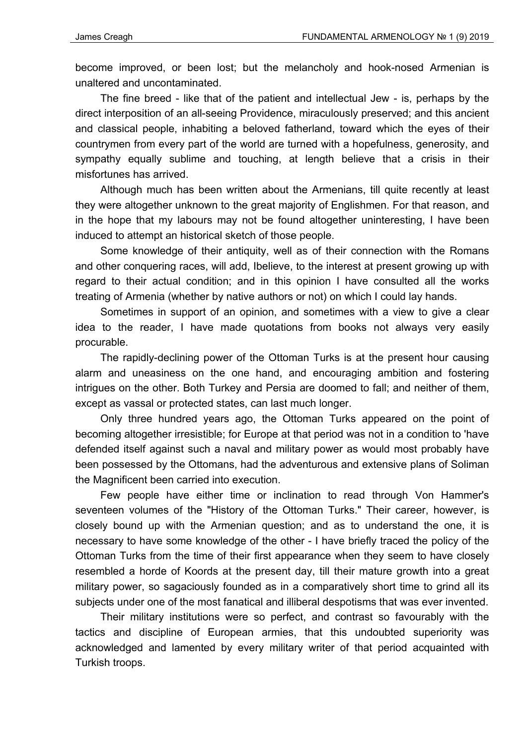become improved, or been lost; but the melancholy and hook-nosed Armenian is unaltered and uncontaminated.

The fine breed - like that of the patient and intellectual Jew - is, perhaps by the direct interposition of an all-seeing Providence, miraculously preserved; and this ancient and classical people, inhabiting a beloved fatherland, toward which the eyes of their countrymen from every part of the world are turned with a hopefulness, generosity, and sympathy equally sublime and touching, at length believe that a crisis in their misfortunes has arrived.

Although much has been written about the Armenians, till quite recently at least they were altogether unknown to the great majority of Englishmen. For that reason, and in the hope that my labours may not be found altogether uninteresting, I have been induced to attempt an historical sketch of those people.

Some knowledge of their antiquity, well as of their connection with the Romans and other conquering races, will add, Ibelieve, to the interest at present growing up with regard to their actual condition; and in this opinion I have consulted all the works treating of Armenia (whether by native authors or not) on which I could lay hands.

Sometimes in support of an opinion, and sometimes with a view to give a clear idea to the reader, I have made quotations from books not always very easily procurable.

The rapidly-declining power of the Ottoman Turks is at the present hour causing alarm and uneasiness on the one hand, and encouraging ambition and fostering intrigues on the other. Both Turkey and Persia are doomed to fall; and neither of them, except as vassal or protected states, can last much longer.

Only three hundred years ago, the Ottoman Turks appeared on the point of becoming altogether irresistible; for Europe at that period was not in a condition to 'have defended itself against such a naval and military power as would most probably have been possessed by the Ottomans, had the adventurous and extensive plans of Soliman the Magnificent been carried into execution.

Few people have either time or inclination to read through Von Hammer's seventeen volumes of the "History of the Ottoman Turks." Their career, however, is closely bound up with the Armenian question; and as to understand the one, it is necessary to have some knowledge of the other - I have briefly traced the policy of the Ottoman Turks from the time of their first appearance when they seem to have closely resembled a horde of Koords at the present day, till their mature growth into a great military power, so sagaciously founded as in a comparatively short time to grind all its subjects under one of the most fanatical and illiberal despotisms that was ever invented.

Their military institutions were so perfect, and contrast so favourably with the tactics and discipline of European armies, that this undoubted superiority was acknowledged and lamented by every military writer of that period acquainted with Turkish troops.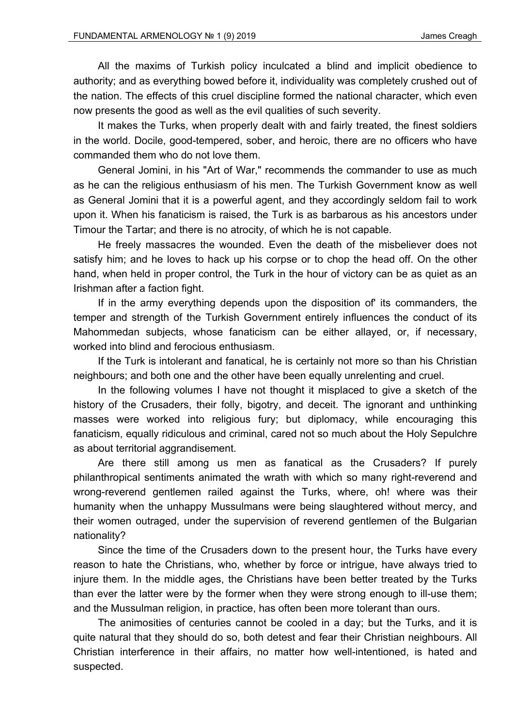All the maxims of Turkish policy inculcated a blind and implicit obedience to authority; and as everything bowed before it, individuality was completely crushed out of the nation. The effects of this cruel discipline formed the national character, which even now presents the good as well as the evil qualities of such severity.

It makes the Turks, when properly dealt with and fairly treated, the finest soldiers in the world. Docile, good-tempered, sober, and heroic, there are no officers who have commanded them who do not love them.

General Jomini, in his "Art of War," recommends the commander to use as much as he can the religious enthusiasm of his men. The Turkish Government know as well as General Jomini that it is a powerful agent, and they accordingly seldom fail to work upon it. When his fanaticism is raised, the Turk is as barbarous as his ancestors under Timour the Tartar; and there is no atrocity, of which he is not capable.

He freely massacres the wounded. Even the death of the misbeliever does not satisfy him; and he loves to hack up his corpse or to chop the head off. On the other hand, when held in proper control, the Turk in the hour of victory can be as quiet as an Irishman after a faction fight.

If in the army everything depends upon the disposition of' its commanders, the temper and strength of the Turkish Government entirely influences the conduct of its Mahommedan subjects, whose fanaticism can be either allayed, or, if necessary, worked into blind and ferocious enthusiasm.

If the Turk is intolerant and fanatical, he is certainly not more so than his Christian neighbours; and both one and the other have been equally unrelenting and cruel.

In the following volumes I have not thought it misplaced to give a sketch of the history of the Crusaders, their folly, bigotry, and deceit. The ignorant and unthinking masses were worked into religious fury; but diplomacy, while encouraging this fanaticism, equally ridiculous and criminal, cared not so much about the Holy Sepulchre as about territorial aggrandisement.

Are there still among us men as fanatical as the Crusaders? If purely philanthropical sentiments animated the wrath with which so many right-reverend and wrong-reverend gentlemen railed against the Turks, where, oh! where was their humanity when the unhappy Mussulmans were being slaughtered without mercy, and their women outraged, under the supervision of reverend gentlemen of the Bulgarian nationality?

Since the time of the Crusaders down to the present hour, the Turks have every reason to hate the Christians, who, whether by force or intrigue, have always tried to injure them. In the middle ages, the Christians have been better treated by the Turks than ever the latter were by the former when they were strong enough to ill-use them; and the Mussulman religion, in practice, has often been more tolerant than ours.

The animosities of centuries cannot be cooled in a day; but the Turks, and it is quite natural that they should do so, both detest and fear their Christian neighbours. All Christian interference in their affairs, no matter how well-intentioned, is hated and suspected.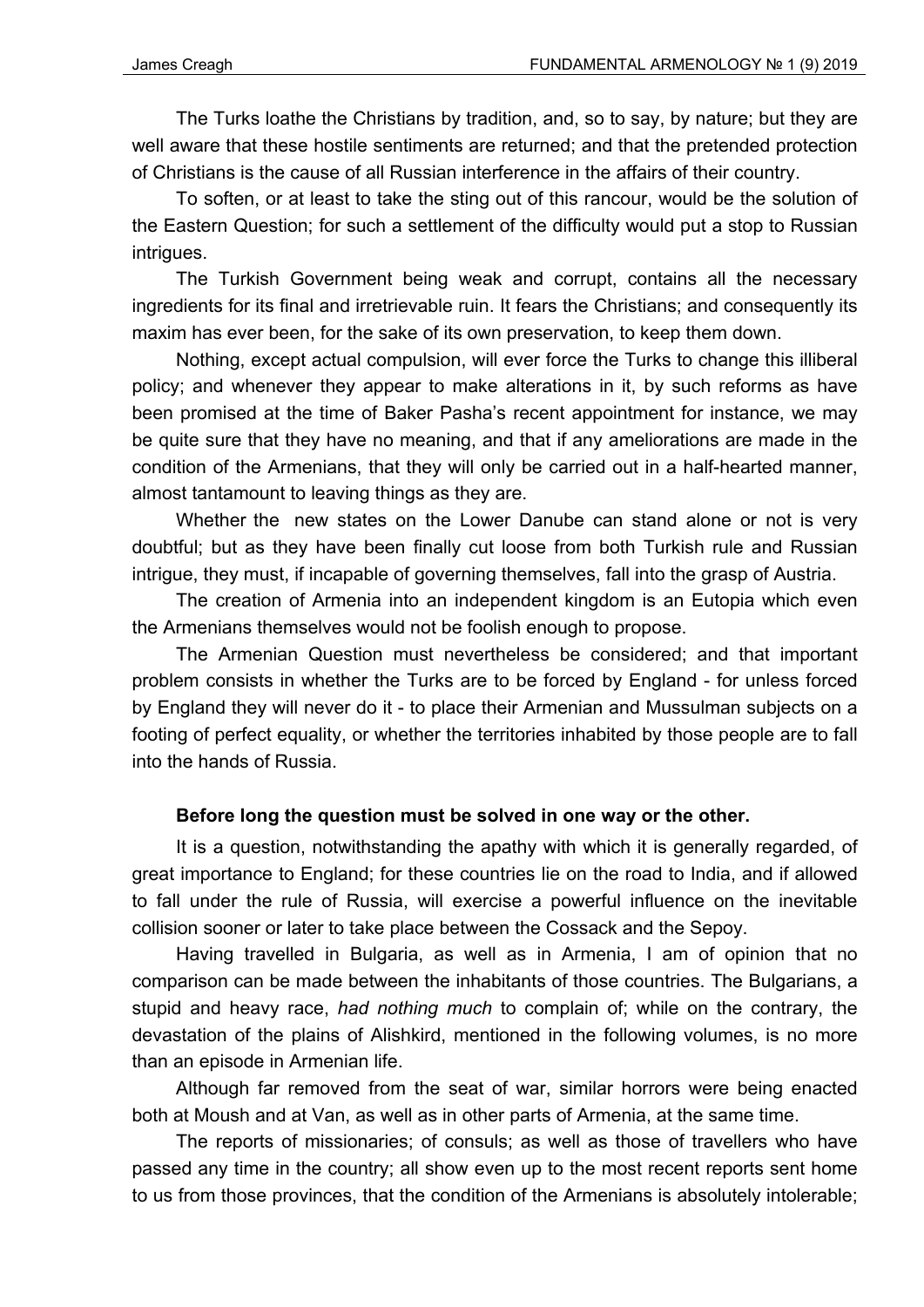The Turks loathe the Christians by tradition, and, so to say, by nature; but they are well aware that these hostile sentiments are returned; and that the pretended protection of Christians is the cause of all Russian interference in the affairs of their country.

To soften, or at least to take the sting out of this rancour, would be the solution of the Eastern Question; for such a settlement of the difficulty would put a stop to Russian intrigues.

The Turkish Government being weak and corrupt, contains all the necessary ingredients for its final and irretrievable ruin. It fears the Christians; and consequently its maxim has ever been, for the sake of its own preservation, to keep them down.

Nothing, except actual compulsion, will ever force the Turks to change this illiberal policy; and whenever they appear to make alterations in it, by such reforms as have been promised at the time of Baker Pasha's recent appointment for instance, we may be quite sure that they have no meaning, and that if any ameliorations are made in the condition of the Armenians, that they will only be carried out in a half-hearted manner, almost tantamount to leaving things as they are.

Whether the new states on the Lower Danube can stand alone or not is very doubtful; but as they have been finally cut loose from both Turkish rule and Russian intrigue, they must, if incapable of governing themselves, fall into the grasp of Austria.

The creation of Armenia into an independent kingdom is an Eutopia which even the Armenians themselves would not be foolish enough to propose.

The Armenian Question must nevertheless be considered; and that important problem consists in whether the Turks are to be forced by England - for unless forced by England they will never do it - to place their Armenian and Mussulman subjects on a footing of perfect equality, or whether the territories inhabited by those people are to fall into the hands of Russia.

**Before long the question must be solved in one way or the other.**

It is a question, notwithstanding the apathy with which it is generally regarded, of great importance to England; for these countries lie on the road to India, and if allowed to fall under the rule of Russia, will exercise a powerful influence on the inevitable collision sooner or later to take place between the Cossack and the Sepoy.

Having travelled in Bulgaria, as well as in Armenia, I am of opinion that no comparison can be made between the inhabitants of those countries. The Bulgarians, a stupid and heavy race, *had nothing much* to complain of; while on the contrary, the devastation of the plains of Alishkird, mentioned in the following volumes, is no more than an episode in Armenian life.

Although far removed from the seat of war, similar horrors were being enacted both at Moush and at Van, as well as in other parts of Armenia, at the same time.

The reports of missionaries; of consuls; as well as those of travellers who have passed any time in the country; all show even up to the most recent reports sent home to us from those provinces, that the condition of the Armenians is absolutely intolerable;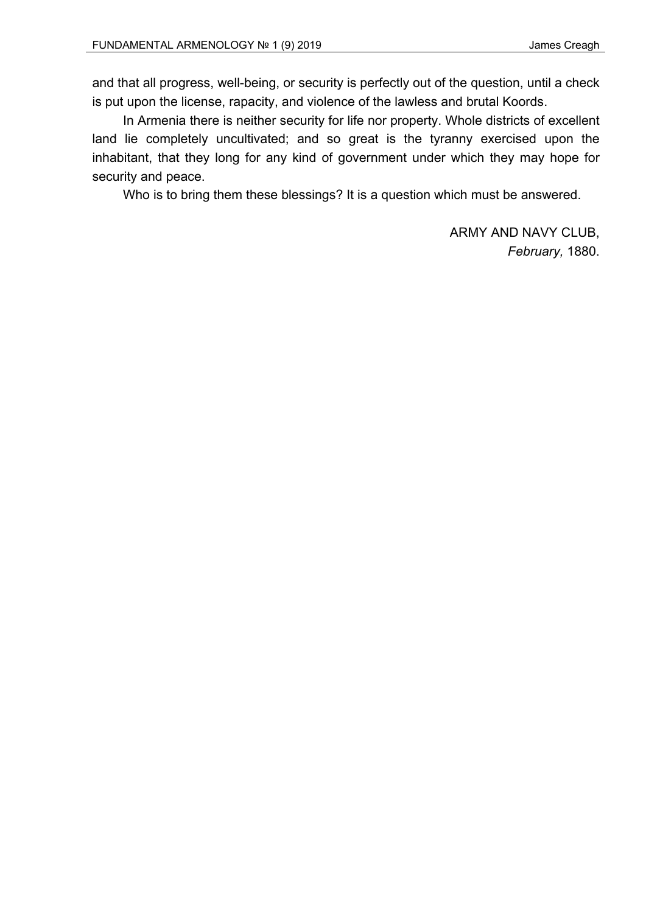and that all progress, well-being, or security is perfectly out of the question, until a check is put upon the license, rapacity, and violence of the lawless and brutal Koords.

In Armenia there is neither security for life nor property. Whole districts of excellent land lie completely uncultivated; and so great is the tyranny exercised upon the inhabitant, that they long for any kind of government under which they may hope for security and peace.

Who is to bring them these blessings? It is a question which must be answered.

ARMY AND NAVY CLUB,
*February,* 1880.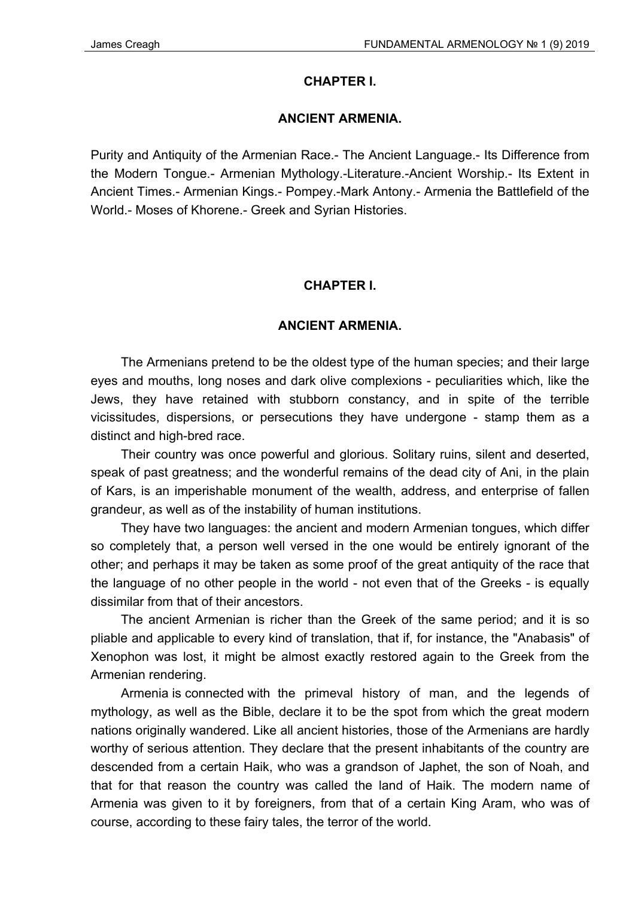## CHAPTER I.

## ANCIENT ARMENIA.

Purity and Antiquity of the Armenian Race.- The Ancient Language.- Its Difference from the Modern Tongue.- Armenian Mythology.-Literature.-Ancient Worship.- Its Extent in Ancient Times.- Armenian Kings.- Pompey.-Mark Antony.- Armenia the Battlefield of the World.- Moses of Khorene.- Greek and Syrian Histories.

## CHAPTER I.

## ANCIENT ARMENIA.

The Armenians pretend to be the oldest type of the human species; and their large eyes and mouths, long noses and dark olive complexions - peculiarities which, like the Jews, they have retained with stubborn constancy, and in spite of the terrible vicissitudes, dispersions, or persecutions they have undergone - stamp them as a distinct and high-bred race.

Their country was once powerful and glorious. Solitary ruins, silent and deserted, speak of past greatness; and the wonderful remains of the dead city of Ani, in the plain of Kars, is an imperishable monument of the wealth, address, and enterprise of fallen grandeur, as well as of the instability of human institutions.

They have two languages: the ancient and modern Armenian tongues, which differ so completely that, a person well versed in the one would be entirely ignorant of the other; and perhaps it may be taken as some proof of the great antiquity of the race that the language of no other people in the world - not even that of the Greeks - is equally dissimilar from that of their ancestors.

The ancient Armenian is richer than the Greek of the same period; and it is so pliable and applicable to every kind of translation, that if, for instance, the "Anabasis" of Xenophon was lost, it might be almost exactly restored again to the Greek from the Armenian rendering.

Armenia is connected with the primeval history of man, and the legends of mythology, as well as the Bible, declare it to be the spot from which the great modern nations originally wandered. Like all ancient histories, those of the Armenians are hardly worthy of serious attention. They declare that the present inhabitants of the country are descended from a certain Haik, who was a grandson of Japhet, the son of Noah, and that for that reason the country was called the land of Haik. The modern name of Armenia was given to it by foreigners, from that of a certain King Aram, who was of course, according to these fairy tales, the terror of the world.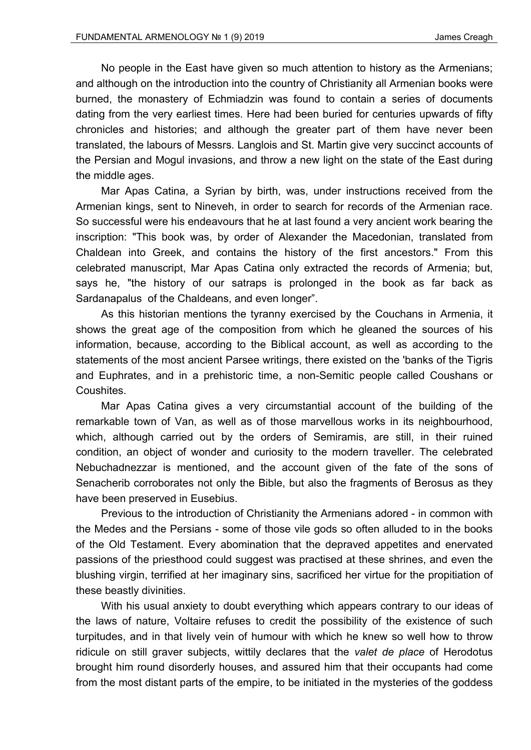No people in the East have given so much attention to history as the Armenians; and although on the introduction into the country of Christianity all Armenian books were burned, the monastery of Echmiadzin was found to contain a series of documents dating from the very earliest times. Here had been buried for centuries upwards of fifty chronicles and histories; and although the greater part of them have never been translated, the labours of Messrs. Langlois and St. Martin give very succinct accounts of the Persian and Mogul invasions, and throw a new light on the state of the East during the middle ages.

Mar Apas Catina, a Syrian by birth, was, under instructions received from the Armenian kings, sent to Nineveh, in order to search for records of the Armenian race. So successful were his endeavours that he at last found a very ancient work bearing the inscription: "This book was, by order of Alexander the Macedonian, translated from Chaldean into Greek, and contains the history of the first ancestors." From this celebrated manuscript, Mar Apas Catina only extracted the records of Armenia; but, says he, "the history of our satraps is prolonged in the book as far back as Sardanapalus of the Chaldeans, and even longer".

As this historian mentions the tyranny exercised by the Couchans in Armenia, it shows the great age of the composition from which he gleaned the sources of his information, because, according to the Biblical account, as well as according to the statements of the most ancient Parsee writings, there existed on the 'banks of the Tigris and Euphrates, and in a prehistoric time, a non-Semitic people called Coushans or Coushites.

Mar Apas Catina gives a very circumstantial account of the building of the remarkable town of Van, as well as of those marvellous works in its neighbourhood, which, although carried out by the orders of Semiramis, are still, in their ruined condition, an object of wonder and curiosity to the modern traveller. The celebrated Nebuchadnezzar is mentioned, and the account given of the fate of the sons of Senacherib corroborates not only the Bible, but also the fragments of Berosus as they have been preserved in Eusebius.

Previous to the introduction of Christianity the Armenians adored - in common with the Medes and the Persians - some of those vile gods so often alluded to in the books of the Old Testament. Every abomination that the depraved appetites and enervated passions of the priesthood could suggest was practised at these shrines, and even the blushing virgin, terrified at her imaginary sins, sacrificed her virtue for the propitiation of these beastly divinities.

With his usual anxiety to doubt everything which appears contrary to our ideas of the laws of nature, Voltaire refuses to credit the possibility of the existence of such turpitudes, and in that lively vein of humour with which he knew so well how to throw ridicule on still graver subjects, wittily declares that the *valet de place* of Herodotus brought him round disorderly houses, and assured him that their occupants had come from the most distant parts of the empire, to be initiated in the mysteries of the goddess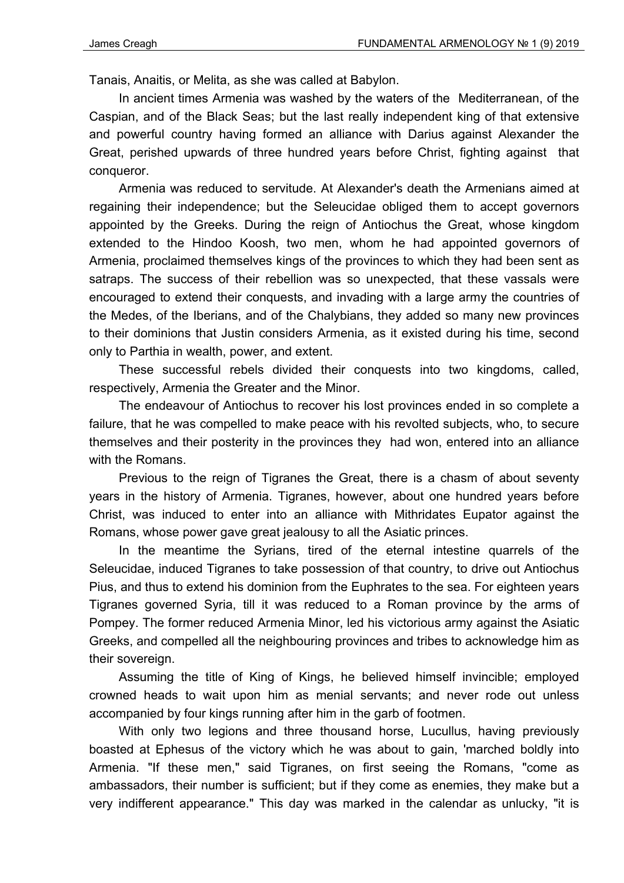Tanais, Anaitis, or Melita, as she was called at Babylon.

In ancient times Armenia was washed by the waters of the Mediterranean, of the Caspian, and of the Black Seas; but the last really independent king of that extensive and powerful country having formed an alliance with Darius against Alexander the Great, perished upwards of three hundred years before Christ, fighting against that conqueror.

Armenia was reduced to servitude. At Alexander's death the Armenians aimed at regaining their independence; but the Seleucidae obliged them to accept governors appointed by the Greeks. During the reign of Antiochus the Great, whose kingdom extended to the Hindoo Koosh, two men, whom he had appointed governors of Armenia, proclaimed themselves kings of the provinces to which they had been sent as satraps. The success of their rebellion was so unexpected, that these vassals were encouraged to extend their conquests, and invading with a large army the countries of the Medes, of the Iberians, and of the Chalybians, they added so many new provinces to their dominions that Justin considers Armenia, as it existed during his time, second only to Parthia in wealth, power, and extent.

These successful rebels divided their conquests into two kingdoms, called, respectively, Armenia the Greater and the Minor.

The endeavour of Antiochus to recover his lost provinces ended in so complete a failure, that he was compelled to make peace with his revolted subjects, who, to secure themselves and their posterity in the provinces they had won, entered into an alliance with the Romans.

Previous to the reign of Tigranes the Great, there is a chasm of about seventy years in the history of Armenia. Tigranes, however, about one hundred years before Christ, was induced to enter into an alliance with Mithridates Eupator against the Romans, whose power gave great jealousy to all the Asiatic princes.

In the meantime the Syrians, tired of the eternal intestine quarrels of the Seleucidae, induced Tigranes to take possession of that country, to drive out Antiochus Pius, and thus to extend his dominion from the Euphrates to the sea. For eighteen years Tigranes governed Syria, till it was reduced to a Roman province by the arms of Pompey. The former reduced Armenia Minor, led his victorious army against the Asiatic Greeks, and compelled all the neighbouring provinces and tribes to acknowledge him as their sovereign.

Assuming the title of King of Kings, he believed himself invincible; employed crowned heads to wait upon him as menial servants; and never rode out unless accompanied by four kings running after him in the garb of footmen.

With only two legions and three thousand horse, Lucullus, having previously boasted at Ephesus of the victory which he was about to gain, 'marched boldly into Armenia. "If these men," said Tigranes, on first seeing the Romans, "come as ambassadors, their number is sufficient; but if they come as enemies, they make but a very indifferent appearance." This day was marked in the calendar as unlucky, "it is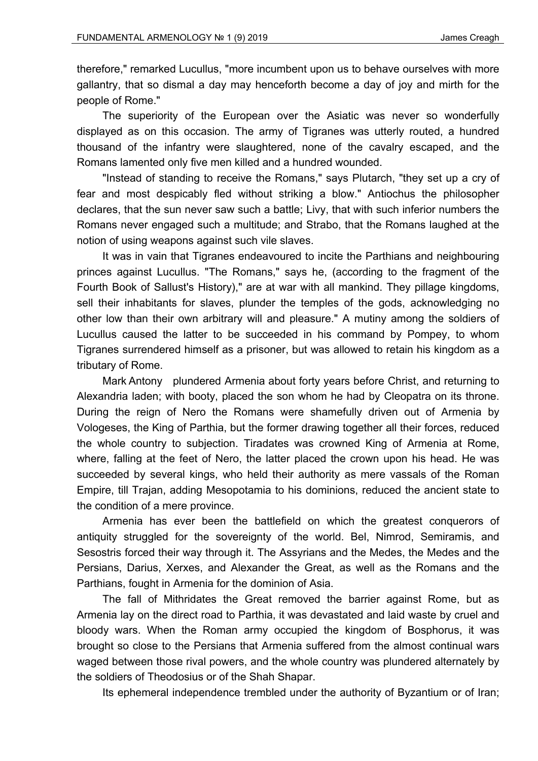therefore," remarked Lucullus, "more incumbent upon us to behave ourselves with more gallantry, that so dismal a day may henceforth become a day of joy and mirth for the people of Rome."

The superiority of the European over the Asiatic was never so wonderfully displayed as on this occasion. The army of Tigranes was utterly routed, a hundred thousand of the infantry were slaughtered, none of the cavalry escaped, and the Romans lamented only five men killed and a hundred wounded.

"Instead of standing to receive the Romans," says Plutarch, "they set up a cry of fear and most despicably fled without striking a blow." Antiochus the philosopher declares, that the sun never saw such a battle; Livy, that with such inferior numbers the Romans never engaged such a multitude; and Strabo, that the Romans laughed at the notion of using weapons against such vile slaves.

It was in vain that Tigranes endeavoured to incite the Parthians and neighbouring princes against Lucullus. "The Romans," says he, (according to the fragment of the Fourth Book of Sallust's History)," are at war with all mankind. They pillage kingdoms, sell their inhabitants for slaves, plunder the temples of the gods, acknowledging no other low than their own arbitrary will and pleasure." A mutiny among the soldiers of Lucullus caused the latter to be succeeded in his command by Pompey, to whom Tigranes surrendered himself as a prisoner, but was allowed to retain his kingdom as a tributary of Rome.

Mark Antony plundered Armenia about forty years before Christ, and returning to Alexandria laden; with booty, placed the son whom he had by Cleopatra on its throne. During the reign of Nero the Romans were shamefully driven out of Armenia by Vologeses, the King of Parthia, but the former drawing together all their forces, reduced the whole country to subjection. Tiradates was crowned King of Armenia at Rome, where, falling at the feet of Nero, the latter placed the crown upon his head. He was succeeded by several kings, who held their authority as mere vassals of the Roman Empire, till Trajan, adding Mesopotamia to his dominions, reduced the ancient state to the condition of a mere province.

Armenia has ever been the battlefield on which the greatest conquerors of antiquity struggled for the sovereignty of the world. Bel, Nimrod, Semiramis, and Sesostris forced their way through it. The Assyrians and the Medes, the Medes and the Persians, Darius, Xerxes, and Alexander the Great, as well as the Romans and the Parthians, fought in Armenia for the dominion of Asia.

The fall of Mithridates the Great removed the barrier against Rome, but as Armenia lay on the direct road to Parthia, it was devastated and laid waste by cruel and bloody wars. When the Roman army occupied the kingdom of Bosphorus, it was brought so close to the Persians that Armenia suffered from the almost continual wars waged between those rival powers, and the whole country was plundered alternately by the soldiers of Theodosius or of the Shah Shapar.

Its ephemeral independence trembled under the authority of Byzantium or of Iran;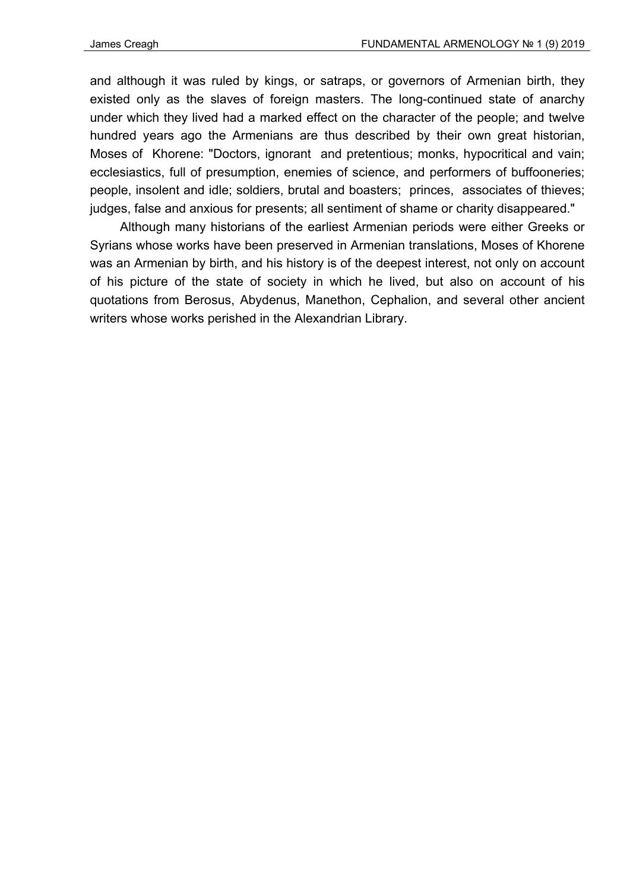and although it was ruled by kings, or satraps, or governors of Armenian birth, they existed only as the slaves of foreign masters. The long-continued state of anarchy under which they lived had a marked effect on the character of the people; and twelve hundred years ago the Armenians are thus described by their own great historian, Moses of Khorene: "Doctors, ignorant and pretentious; monks, hypocritical and vain; ecclesiastics, full of presumption, enemies of science, and performers of buffooneries; people, insolent and idle; soldiers, brutal and boasters; princes, associates of thieves; judges, false and anxious for presents; all sentiment of shame or charity disappeared."

Although many historians of the earliest Armenian periods were either Greeks or Syrians whose works have been preserved in Armenian translations, Moses of Khorene was an Armenian by birth, and his history is of the deepest interest, not only on account of his picture of the state of society in which he lived, but also on account of his quotations from Berosus, Abydenus, Manethon, Cephalion, and several other ancient writers whose works perished in the Alexandrian Library.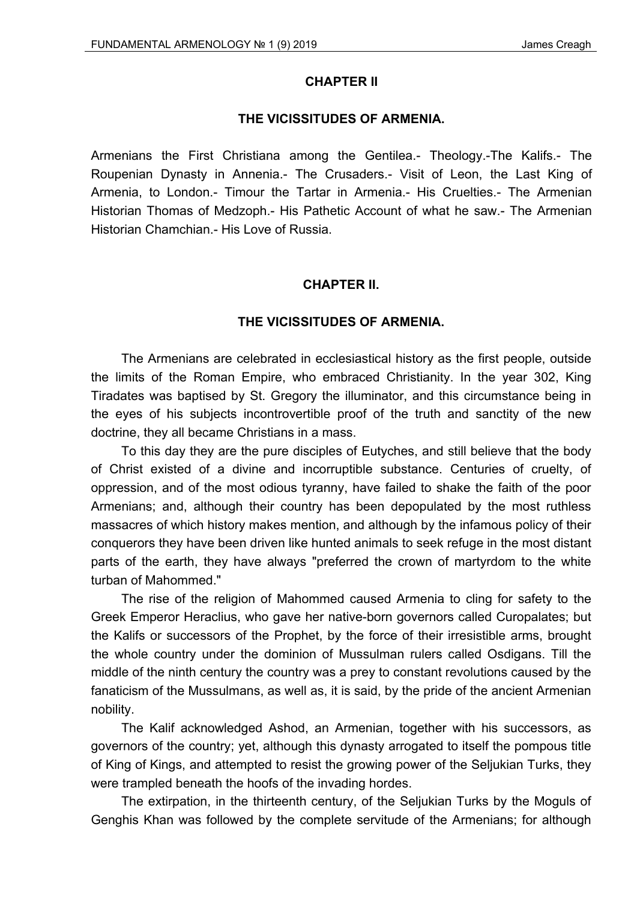## CHAPTER II

### THE VICISSITUDES OF ARMENIA.

Armenians the First Christiana among the Gentilea.- Theology.-The Kalifs.- The Roupenian Dynasty in Annenia.- The Crusaders.- Visit of Leon, the Last King of Armenia, to London.- Timour the Tartar in Armenia.- His Cruelties.- The Armenian Historian Thomas of Medzoph.- His Pathetic Account of what he saw.- The Armenian Historian Chamchian.- His Love of Russia.

## CHAPTER II.

### THE VICISSITUDES OF ARMENIA.

The Armenians are celebrated in ecclesiastical history as the first people, outside the limits of the Roman Empire, who embraced Christianity. In the year 302, King Tiradates was baptised by St. Gregory the illuminator, and this circumstance being in the eyes of his subjects incontrovertible proof of the truth and sanctity of the new doctrine, they all became Christians in a mass.

To this day they are the pure disciples of Eutyches, and still believe that the body of Christ existed of a divine and incorruptible substance. Centuries of cruelty, of oppression, and of the most odious tyranny, have failed to shake the faith of the poor Armenians; and, although their country has been depopulated by the most ruthless massacres of which history makes mention, and although by the infamous policy of their conquerors they have been driven like hunted animals to seek refuge in the most distant parts of the earth, they have always "preferred the crown of martyrdom to the white turban of Mahommed."

The rise of the religion of Mahommed caused Armenia to cling for safety to the Greek Emperor Heraclius, who gave her native-born governors called Curopalates; but the Kalifs or successors of the Prophet, by the force of their irresistible arms, brought the whole country under the dominion of Mussulman rulers called Osdigans. Till the middle of the ninth century the country was a prey to constant revolutions caused by the fanaticism of the Mussulmans, as well as, it is said, by the pride of the ancient Armenian nobility.

The Kalif acknowledged Ashod, an Armenian, together with his successors, as governors of the country; yet, although this dynasty arrogated to itself the pompous title of King of Kings, and attempted to resist the growing power of the Seljukian Turks, they were trampled beneath the hoofs of the invading hordes.

The extirpation, in the thirteenth century, of the Seljukian Turks by the Moguls of Genghis Khan was followed by the complete servitude of the Armenians; for although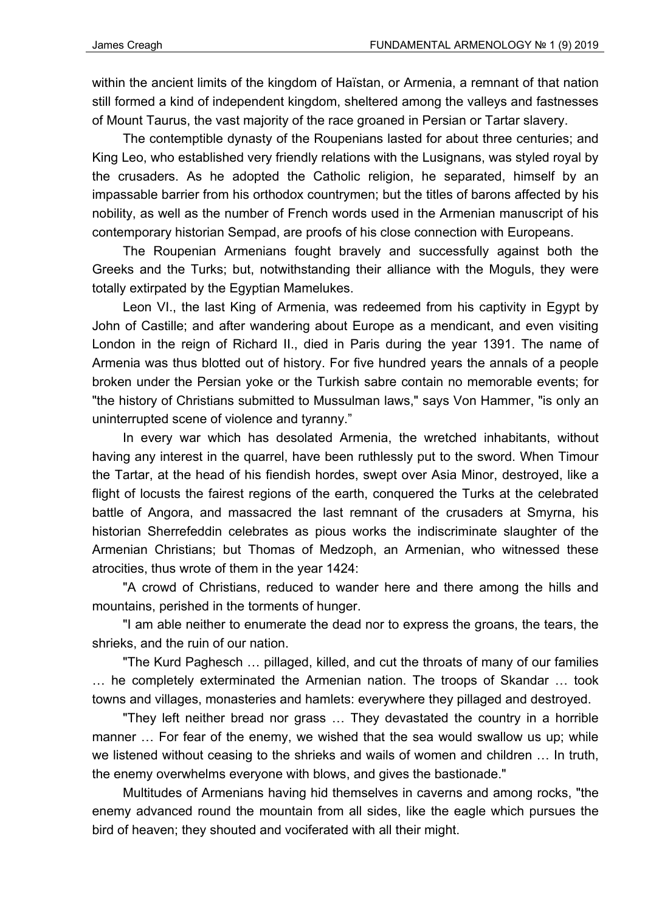within the ancient limits of the kingdom of Haïstan, or Armenia, a remnant of that nation still formed a kind of independent kingdom, sheltered among the valleys and fastnesses of Mount Taurus, the vast majority of the race groaned in Persian or Tartar slavery.

The contemptible dynasty of the Roupenians lasted for about three centuries; and King Leo, who established very friendly relations with the Lusignans, was styled royal by the crusaders. As he adopted the Catholic religion, he separated, himself by an impassable barrier from his orthodox countrymen; but the titles of barons affected by his nobility, as well as the number of French words used in the Armenian manuscript of his contemporary historian Sempad, are proofs of his close connection with Europeans.

The Roupenian Armenians fought bravely and successfully against both the Greeks and the Turks; but, notwithstanding their alliance with the Moguls, they were totally extirpated by the Egyptian Mamelukes.

Leon VI., the last King of Armenia, was redeemed from his captivity in Egypt by John of Castille; and after wandering about Europe as a mendicant, and even visiting London in the reign of Richard II., died in Paris during the year 1391. The name of Armenia was thus blotted out of history. For five hundred years the annals of a people broken under the Persian yoke or the Turkish sabre contain no memorable events; for "the history of Christians submitted to Mussulman laws," says Von Hammer, "is only an uninterrupted scene of violence and tyranny."

In every war which has desolated Armenia, the wretched inhabitants, without having any interest in the quarrel, have been ruthlessly put to the sword. When Timour the Tartar, at the head of his fiendish hordes, swept over Asia Minor, destroyed, like a flight of locusts the fairest regions of the earth, conquered the Turks at the celebrated battle of Angora, and massacred the last remnant of the crusaders at Smyrna, his historian Sherrefeddin celebrates as pious works the indiscriminate slaughter of the Armenian Christians; but Thomas of Medzoph, an Armenian, who witnessed these atrocities, thus wrote of them in the year 1424:

"A crowd of Christians, reduced to wander here and there among the hills and mountains, perished in the torments of hunger.

"I am able neither to enumerate the dead nor to express the groans, the tears, the shrieks, and the ruin of our nation.

"The Kurd Paghesch … pillaged, killed, and cut the throats of many of our families … he completely exterminated the Armenian nation. The troops of Skandar … took towns and villages, monasteries and hamlets: everywhere they pillaged and destroyed.

"They left neither bread nor grass … They devastated the country in a horrible manner … For fear of the enemy, we wished that the sea would swallow us up; while we listened without ceasing to the shrieks and wails of women and children … In truth, the enemy overwhelms everyone with blows, and gives the bastionade."

Multitudes of Armenians having hid themselves in caverns and among rocks, "the enemy advanced round the mountain from all sides, like the eagle which pursues the bird of heaven; they shouted and vociferated with all their might.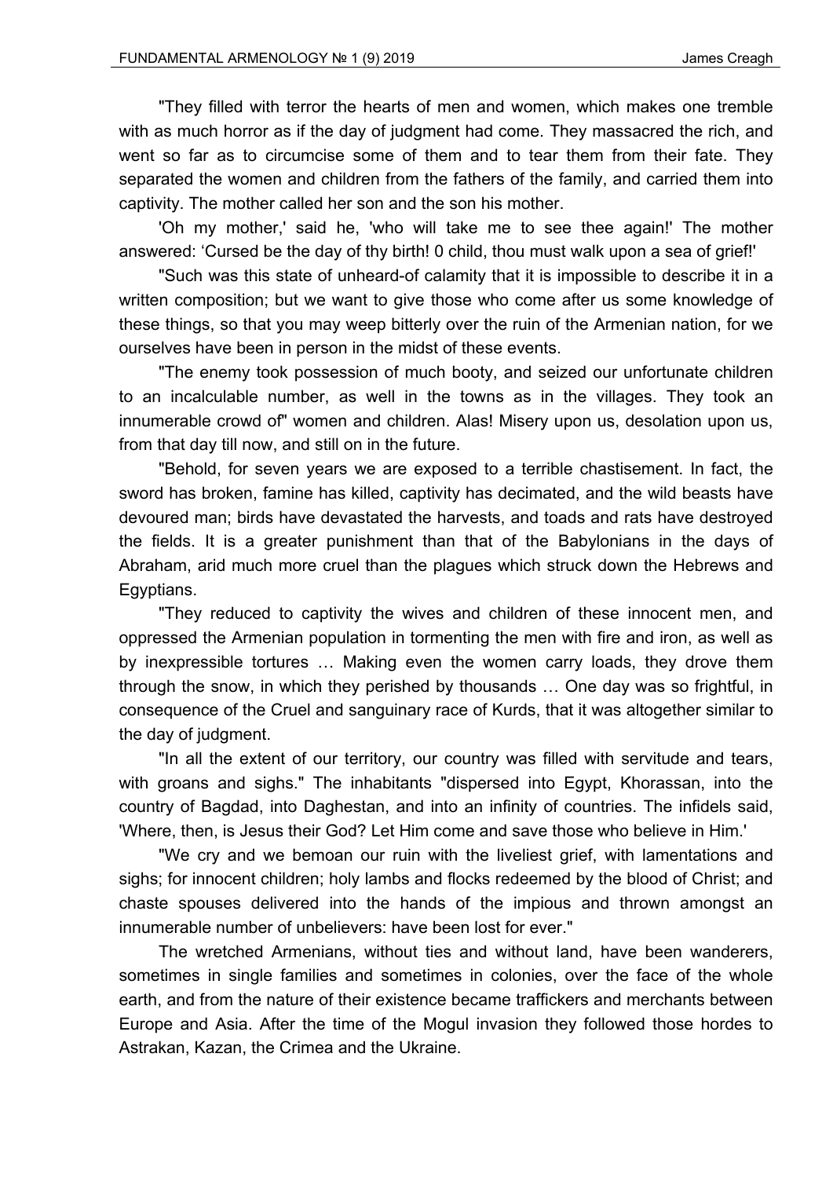"They filled with terror the hearts of men and women, which makes one tremble with as much horror as if the day of judgment had come. They massacred the rich, and went so far as to circumcise some of them and to tear them from their fate. They separated the women and children from the fathers of the family, and carried them into captivity. The mother called her son and the son his mother.

'Oh my mother,' said he, 'who will take me to see thee again!' The mother answered: 'Cursed be the day of thy birth! 0 child, thou must walk upon a sea of grief!'

"Such was this state of unheard-of calamity that it is impossible to describe it in a written composition; but we want to give those who come after us some knowledge of these things, so that you may weep bitterly over the ruin of the Armenian nation, for we ourselves have been in person in the midst of these events.

"The enemy took possession of much booty, and seized our unfortunate children to an incalculable number, as well in the towns as in the villages. They took an innumerable crowd of" women and children. Alas! Misery upon us, desolation upon us, from that day till now, and still on in the future.

"Behold, for seven years we are exposed to a terrible chastisement. In fact, the sword has broken, famine has killed, captivity has decimated, and the wild beasts have devoured man; birds have devastated the harvests, and toads and rats have destroyed the fields. It is a greater punishment than that of the Babylonians in the days of Abraham, arid much more cruel than the plagues which struck down the Hebrews and Egyptians.

"They reduced to captivity the wives and children of these innocent men, and oppressed the Armenian population in tormenting the men with fire and iron, as well as by inexpressible tortures … Making even the women carry loads, they drove them through the snow, in which they perished by thousands … One day was so frightful, in consequence of the Cruel and sanguinary race of Kurds, that it was altogether similar to the day of judgment.

"In all the extent of our territory, our country was filled with servitude and tears, with groans and sighs." The inhabitants "dispersed into Egypt, Khorassan, into the country of Bagdad, into Daghestan, and into an infinity of countries. The infidels said, 'Where, then, is Jesus their God? Let Him come and save those who believe in Him.'

"We cry and we bemoan our ruin with the liveliest grief, with lamentations and sighs; for innocent children; holy lambs and flocks redeemed by the blood of Christ; and chaste spouses delivered into the hands of the impious and thrown amongst an innumerable number of unbelievers: have been lost for ever."

The wretched Armenians, without ties and without land, have been wanderers, sometimes in single families and sometimes in colonies, over the face of the whole earth, and from the nature of their existence became traffickers and merchants between Europe and Asia. After the time of the Mogul invasion they followed those hordes to Astrakan, Kazan, the Crimea and the Ukraine.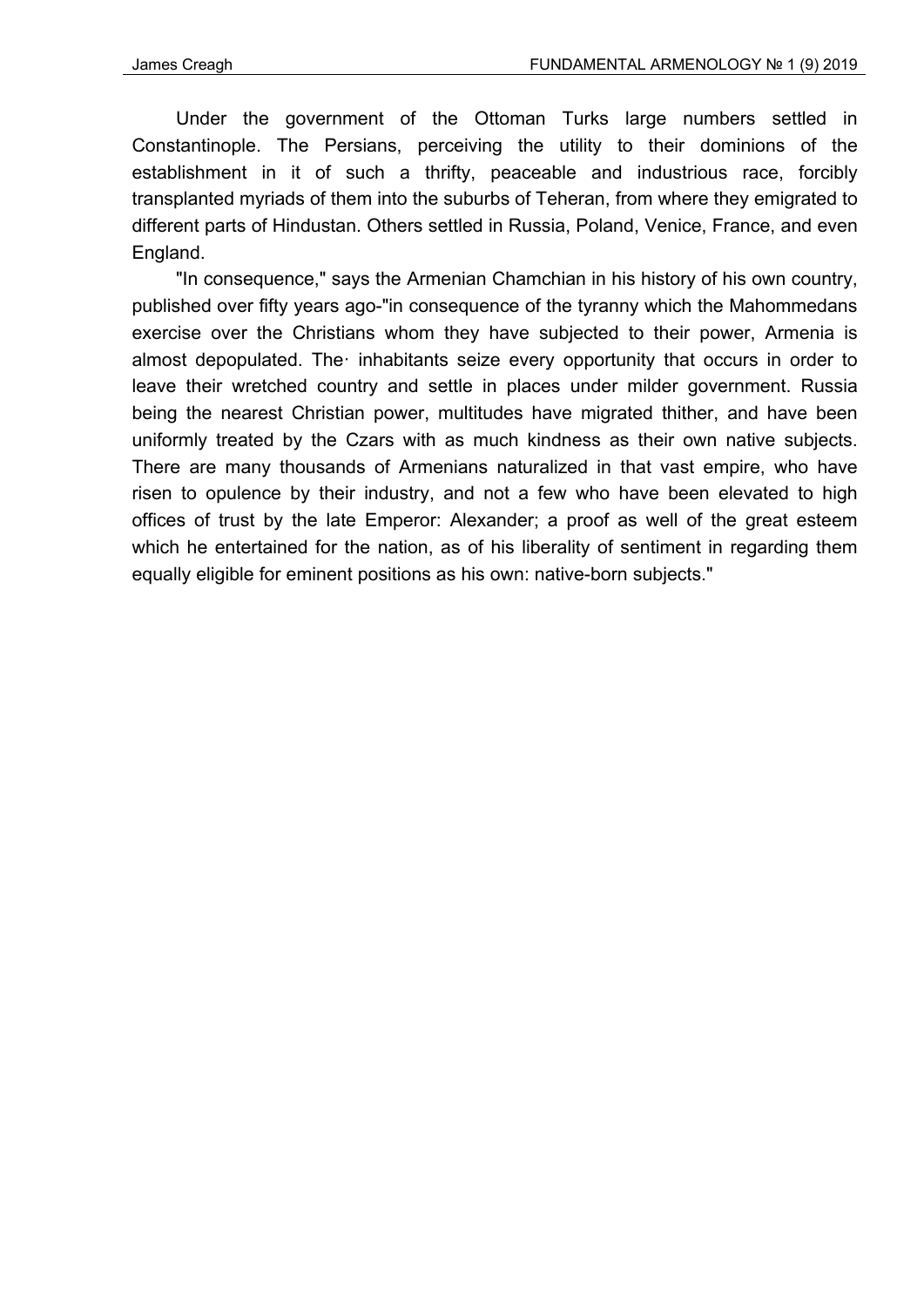Under the government of the Ottoman Turks large numbers settled in Constantinople. The Persians, perceiving the utility to their dominions of the establishment in it of such a thrifty, peaceable and industrious race, forcibly transplanted myriads of them into the suburbs of Teheran, from where they emigrated to different parts of Hindustan. Others settled in Russia, Poland, Venice, France, and even England.

"In consequence," says the Armenian Chamchian in his history of his own country, published over fifty years ago-"in consequence of the tyranny which the Mahommedans exercise over the Christians whom they have subjected to their power, Armenia is almost depopulated. The· inhabitants seize every opportunity that occurs in order to leave their wretched country and settle in places under milder government. Russia being the nearest Christian power, multitudes have migrated thither, and have been uniformly treated by the Czars with as much kindness as their own native subjects. There are many thousands of Armenians naturalized in that vast empire, who have risen to opulence by their industry, and not a few who have been elevated to high offices of trust by the late Emperor: Alexander; a proof as well of the great esteem which he entertained for the nation, as of his liberality of sentiment in regarding them equally eligible for eminent positions as his own: native-born subjects."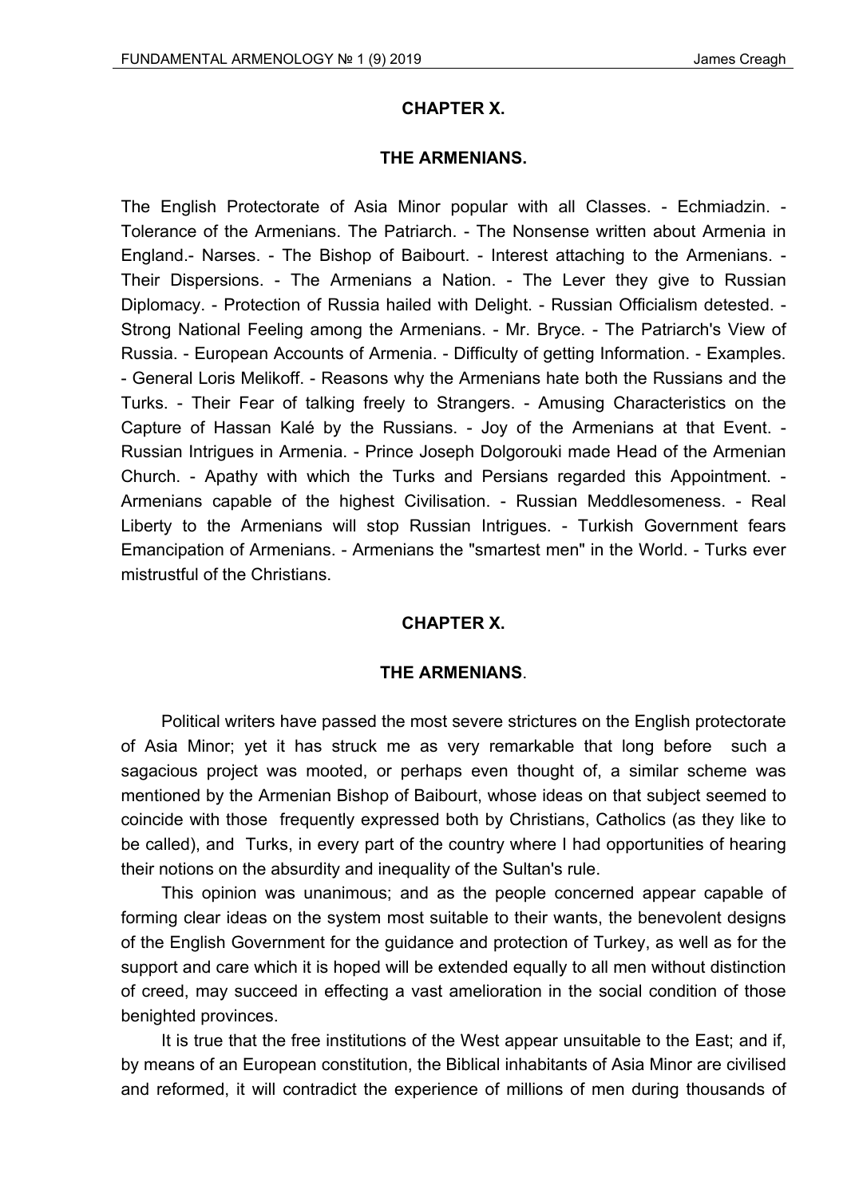## CHAPTER X.

## THE ARMENIANS.

The English Protectorate of Asia Minor popular with all Classes. - Echmiadzin. - Tolerance of the Armenians. The Patriarch. - The Nonsense written about Armenia in England.- Narses. - The Bishop of Baibourt. - Interest attaching to the Armenians. - Their Dispersions. - The Armenians a Nation. - The Lever they give to Russian Diplomacy. - Protection of Russia hailed with Delight. - Russian Officialism detested. - Strong National Feeling among the Armenians. - Mr. Bryce. - The Patriarch's View of Russia. - European Accounts of Armenia. - Difficulty of getting Information. - Examples. - General Loris Melikoff. - Reasons why the Armenians hate both the Russians and the Turks. - Their Fear of talking freely to Strangers. - Amusing Characteristics on the Capture of Hassan Kalé by the Russians. - Joy of the Armenians at that Event. - Russian Intrigues in Armenia. - Prince Joseph Dolgorouki made Head of the Armenian Church. - Apathy with which the Turks and Persians regarded this Appointment. - Armenians capable of the highest Civilisation. - Russian Meddlesomeness. - Real Liberty to the Armenians will stop Russian Intrigues. - Turkish Government fears Emancipation of Armenians. - Armenians the "smartest men" in the World. - Turks ever mistrustful of the Christians.

## CHAPTER X.

## THE ARMENIANS.

Political writers have passed the most severe strictures on the English protectorate of Asia Minor; yet it has struck me as very remarkable that long before such a sagacious project was mooted, or perhaps even thought of, a similar scheme was mentioned by the Armenian Bishop of Baibourt, whose ideas on that subject seemed to coincide with those frequently expressed both by Christians, Catholics (as they like to be called), and Turks, in every part of the country where I had opportunities of hearing their notions on the absurdity and inequality of the Sultan's rule.

This opinion was unanimous; and as the people concerned appear capable of forming clear ideas on the system most suitable to their wants, the benevolent designs of the English Government for the guidance and protection of Turkey, as well as for the support and care which it is hoped will be extended equally to all men without distinction of creed, may succeed in effecting a vast amelioration in the social condition of those benighted provinces.

It is true that the free institutions of the West appear unsuitable to the East; and if, by means of an European constitution, the Biblical inhabitants of Asia Minor are civilised and reformed, it will contradict the experience of millions of men during thousands of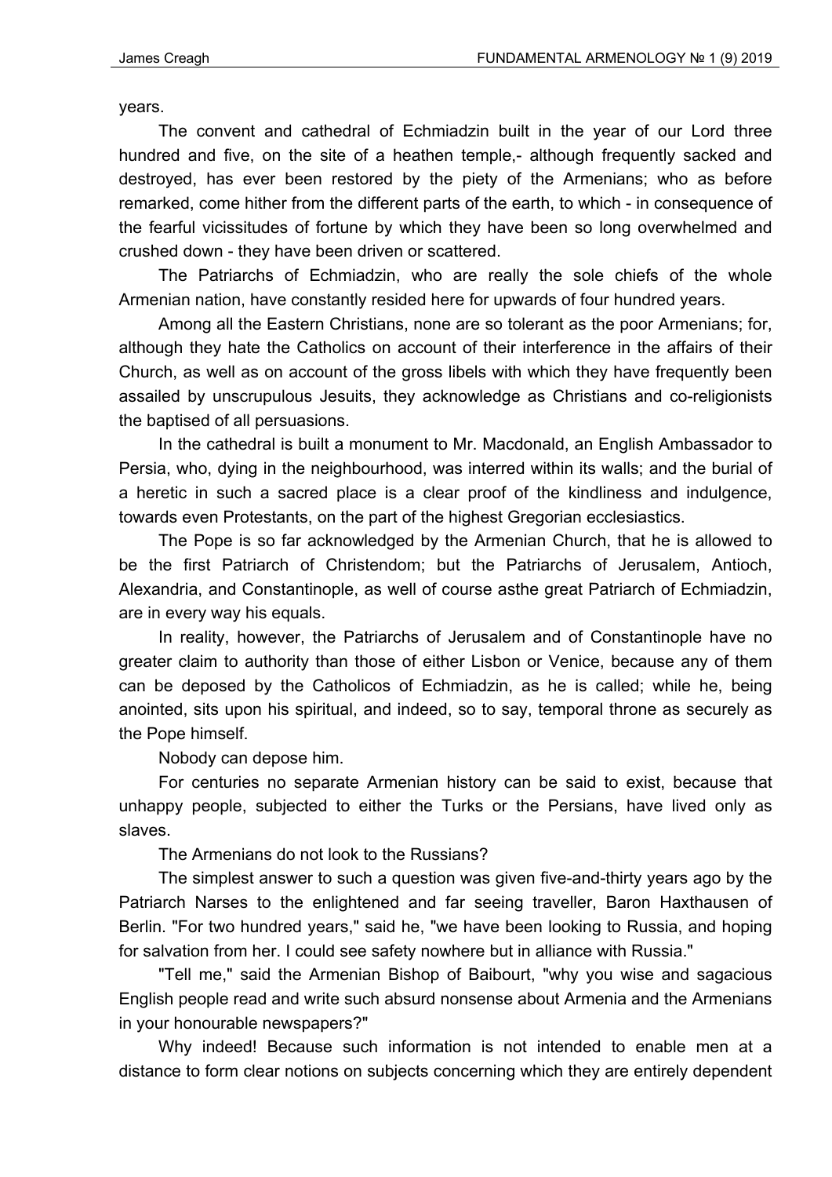years.

The convent and cathedral of Echmiadzin built in the year of our Lord three hundred and five, on the site of a heathen temple,- although frequently sacked and destroyed, has ever been restored by the piety of the Armenians; who as before remarked, come hither from the different parts of the earth, to which - in consequence of the fearful vicissitudes of fortune by which they have been so long overwhelmed and crushed down - they have been driven or scattered.

The Patriarchs of Echmiadzin, who are really the sole chiefs of the whole Armenian nation, have constantly resided here for upwards of four hundred years.

Among all the Eastern Christians, none are so tolerant as the poor Armenians; for, although they hate the Catholics on account of their interference in the affairs of their Church, as well as on account of the gross libels with which they have frequently been assailed by unscrupulous Jesuits, they acknowledge as Christians and co-religionists the baptised of all persuasions.

In the cathedral is built a monument to Mr. Macdonald, an English Ambassador to Persia, who, dying in the neighbourhood, was interred within its walls; and the burial of a heretic in such a sacred place is a clear proof of the kindliness and indulgence, towards even Protestants, on the part of the highest Gregorian ecclesiastics.

The Pope is so far acknowledged by the Armenian Church, that he is allowed to be the first Patriarch of Christendom; but the Patriarchs of Jerusalem, Antioch, Alexandria, and Constantinople, as well of course asthe great Patriarch of Echmiadzin, are in every way his equals.

In reality, however, the Patriarchs of Jerusalem and of Constantinople have no greater claim to authority than those of either Lisbon or Venice, because any of them can be deposed by the Catholicos of Echmiadzin, as he is called; while he, being anointed, sits upon his spiritual, and indeed, so to say, temporal throne as securely as the Pope himself.

Nobody can depose him.

For centuries no separate Armenian history can be said to exist, because that unhappy people, subjected to either the Turks or the Persians, have lived only as slaves.

The Armenians do not look to the Russians?

The simplest answer to such a question was given five-and-thirty years ago by the Patriarch Narses to the enlightened and far seeing traveller, Baron Haxthausen of Berlin. "For two hundred years," said he, "we have been looking to Russia, and hoping for salvation from her. I could see safety nowhere but in alliance with Russia."

"Tell me," said the Armenian Bishop of Baibourt, "why you wise and sagacious English people read and write such absurd nonsense about Armenia and the Armenians in your honourable newspapers?"

Why indeed! Because such information is not intended to enable men at a distance to form clear notions on subjects concerning which they are entirely dependent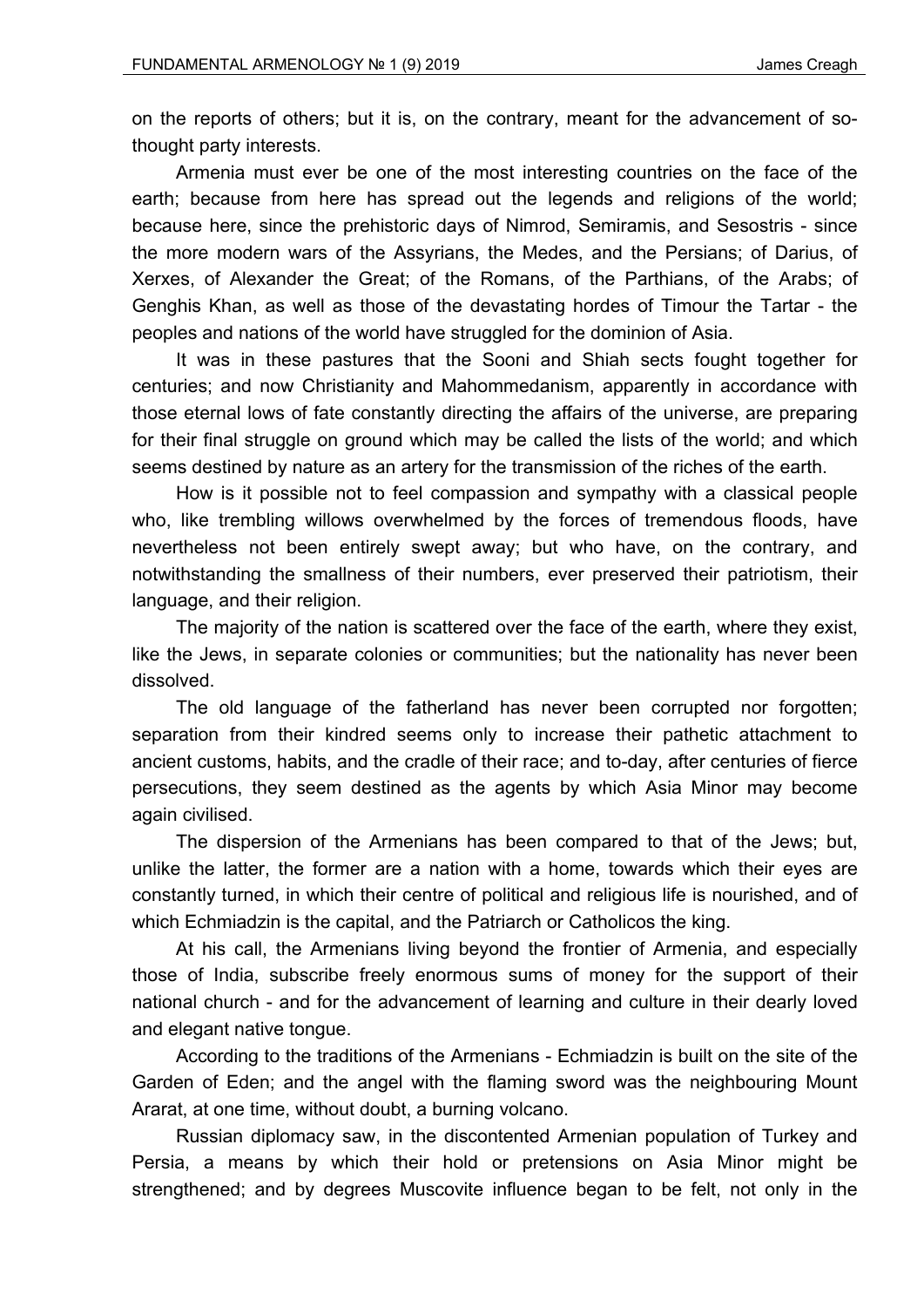on the reports of others; but it is, on the contrary, meant for the advancement of so-thought party interests.

Armenia must ever be one of the most interesting countries on the face of the earth; because from here has spread out the legends and religions of the world; because here, since the prehistoric days of Nimrod, Semiramis, and Sesostris - since the more modern wars of the Assyrians, the Medes, and the Persians; of Darius, of Xerxes, of Alexander the Great; of the Romans, of the Parthians, of the Arabs; of Genghis Khan, as well as those of the devastating hordes of Timour the Tartar - the peoples and nations of the world have struggled for the dominion of Asia.

It was in these pastures that the Sooni and Shiah sects fought together for centuries; and now Christianity and Mahommedanism, apparently in accordance with those eternal lows of fate constantly directing the affairs of the universe, are preparing for their final struggle on ground which may be called the lists of the world; and which seems destined by nature as an artery for the transmission of the riches of the earth.

How is it possible not to feel compassion and sympathy with a classical people who, like trembling willows overwhelmed by the forces of tremendous floods, have nevertheless not been entirely swept away; but who have, on the contrary, and notwithstanding the smallness of their numbers, ever preserved their patriotism, their language, and their religion.

The majority of the nation is scattered over the face of the earth, where they exist, like the Jews, in separate colonies or communities; but the nationality has never been dissolved.

The old language of the fatherland has never been corrupted nor forgotten; separation from their kindred seems only to increase their pathetic attachment to ancient customs, habits, and the cradle of their race; and to-day, after centuries of fierce persecutions, they seem destined as the agents by which Asia Minor may become again civilised.

The dispersion of the Armenians has been compared to that of the Jews; but, unlike the latter, the former are a nation with a home, towards which their eyes are constantly turned, in which their centre of political and religious life is nourished, and of which Echmiadzin is the capital, and the Patriarch or Catholicos the king.

At his call, the Armenians living beyond the frontier of Armenia, and especially those of India, subscribe freely enormous sums of money for the support of their national church - and for the advancement of learning and culture in their dearly loved and elegant native tongue.

According to the traditions of the Armenians - Echmiadzin is built on the site of the Garden of Eden; and the angel with the flaming sword was the neighbouring Mount Ararat, at one time, without doubt, a burning volcano.

Russian diplomacy saw, in the discontented Armenian population of Turkey and Persia, a means by which their hold or pretensions on Asia Minor might be strengthened; and by degrees Muscovite influence began to be felt, not only in the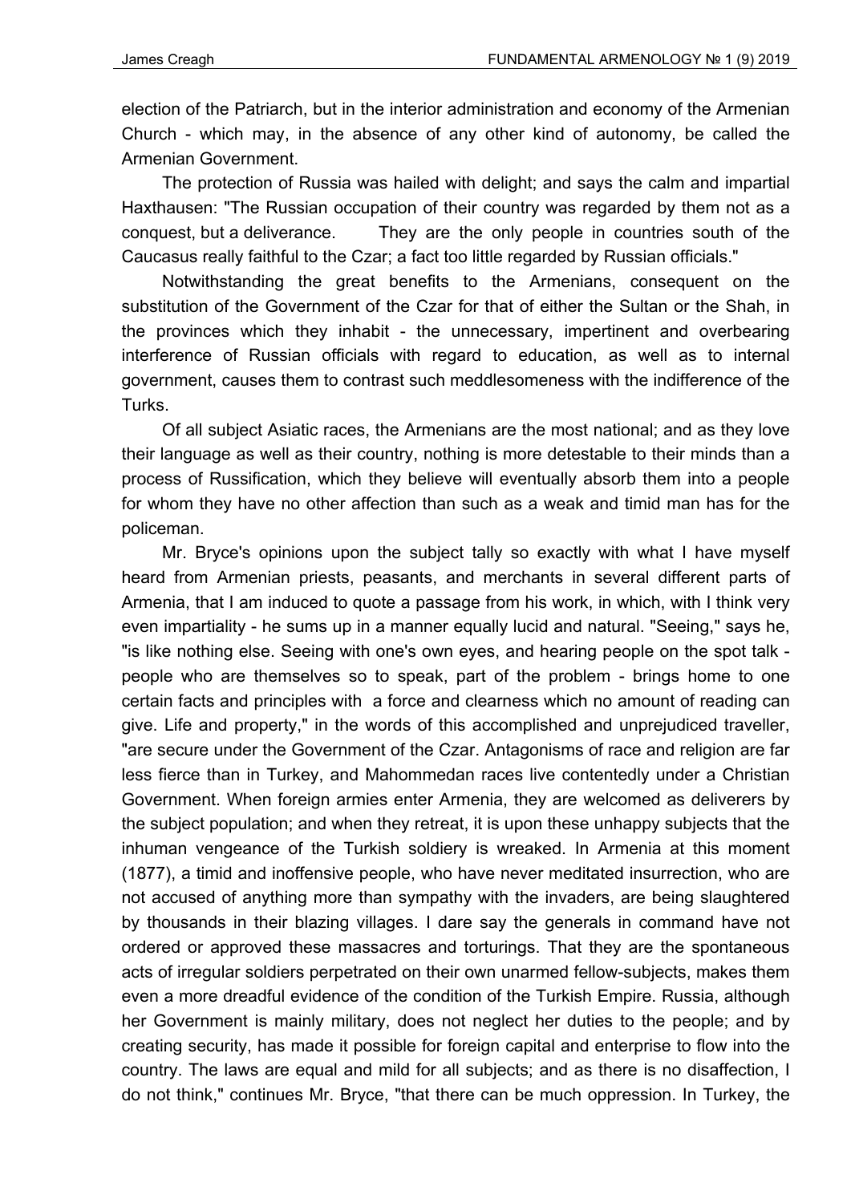election of the Patriarch, but in the interior administration and economy of the Armenian Church - which may, in the absence of any other kind of autonomy, be called the Armenian Government.

The protection of Russia was hailed with delight; and says the calm and impartial Haxthausen: "The Russian occupation of their country was regarded by them not as a conquest, but a deliverance. They are the only people in countries south of the Caucasus really faithful to the Czar; a fact too little regarded by Russian officials."

Notwithstanding the great benefits to the Armenians, consequent on the substitution of the Government of the Czar for that of either the Sultan or the Shah, in the provinces which they inhabit - the unnecessary, impertinent and overbearing interference of Russian officials with regard to education, as well as to internal government, causes them to contrast such meddlesomeness with the indifference of the Turks.

Of all subject Asiatic races, the Armenians are the most national; and as they love their language as well as their country, nothing is more detestable to their minds than a process of Russification, which they believe will eventually absorb them into a people for whom they have no other affection than such as a weak and timid man has for the policeman.

Mr. Bryce's opinions upon the subject tally so exactly with what I have myself heard from Armenian priests, peasants, and merchants in several different parts of Armenia, that I am induced to quote a passage from his work, in which, with I think very even impartiality - he sums up in a manner equally lucid and natural. "Seeing," says he, "is like nothing else. Seeing with one's own eyes, and hearing people on the spot talk - people who are themselves so to speak, part of the problem - brings home to one certain facts and principles with a force and clearness which no amount of reading can give. Life and property," in the words of this accomplished and unprejudiced traveller, "are secure under the Government of the Czar. Antagonisms of race and religion are far less fierce than in Turkey, and Mahommedan races live contentedly under a Christian Government. When foreign armies enter Armenia, they are welcomed as deliverers by the subject population; and when they retreat, it is upon these unhappy subjects that the inhuman vengeance of the Turkish soldiery is wreaked. In Armenia at this moment (1877), a timid and inoffensive people, who have never meditated insurrection, who are not accused of anything more than sympathy with the invaders, are being slaughtered by thousands in their blazing villages. I dare say the generals in command have not ordered or approved these massacres and torturings. That they are the spontaneous acts of irregular soldiers perpetrated on their own unarmed fellow-subjects, makes them even a more dreadful evidence of the condition of the Turkish Empire. Russia, although her Government is mainly military, does not neglect her duties to the people; and by creating security, has made it possible for foreign capital and enterprise to flow into the country. The laws are equal and mild for all subjects; and as there is no disaffection, I do not think," continues Mr. Bryce, "that there can be much oppression. In Turkey, the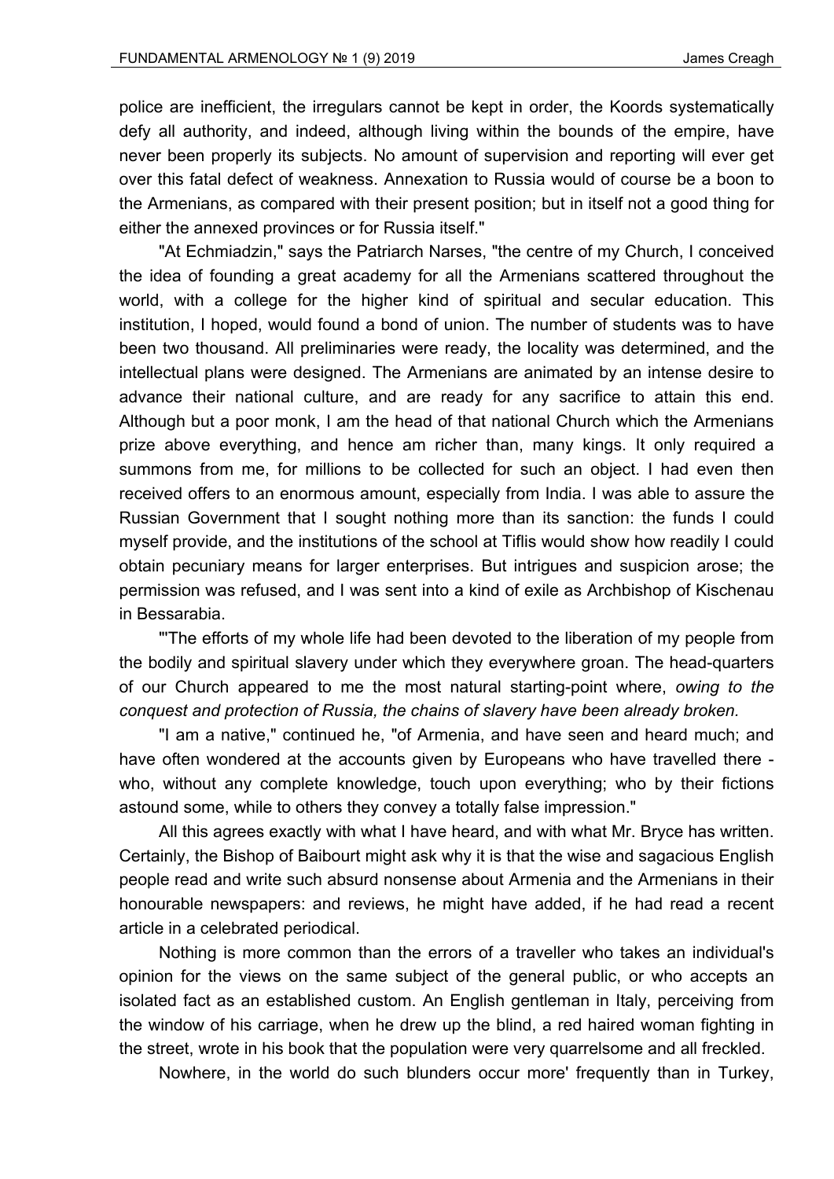police are inefficient, the irregulars cannot be kept in order, the Koords systematically defy all authority, and indeed, although living within the bounds of the empire, have never been properly its subjects. No amount of supervision and reporting will ever get over this fatal defect of weakness. Annexation to Russia would of course be a boon to the Armenians, as compared with their present position; but in itself not a good thing for either the annexed provinces or for Russia itself."

"At Echmiadzin," says the Patriarch Narses, "the centre of my Church, I conceived the idea of founding a great academy for all the Armenians scattered throughout the world, with a college for the higher kind of spiritual and secular education. This institution, I hoped, would found a bond of union. The number of students was to have been two thousand. All preliminaries were ready, the locality was determined, and the intellectual plans were designed. The Armenians are animated by an intense desire to advance their national culture, and are ready for any sacrifice to attain this end. Although but a poor monk, I am the head of that national Church which the Armenians prize above everything, and hence am richer than, many kings. It only required a summons from me, for millions to be collected for such an object. I had even then received offers to an enormous amount, especially from India. I was able to assure the Russian Government that I sought nothing more than its sanction: the funds I could myself provide, and the institutions of the school at Tiflis would show how readily I could obtain pecuniary means for larger enterprises. But intrigues and suspicion arose; the permission was refused, and I was sent into a kind of exile as Archbishop of Kischenau in Bessarabia.

"'The efforts of my whole life had been devoted to the liberation of my people from the bodily and spiritual slavery under which they everywhere groan. The head-quarters of our Church appeared to me the most natural starting-point where, *owing to the conquest and protection of Russia, the chains of slavery have been already broken.*

"I am a native," continued he, "of Armenia, and have seen and heard much; and have often wondered at the accounts given by Europeans who have travelled there - who, without any complete knowledge, touch upon everything; who by their fictions astound some, while to others they convey a totally false impression."

All this agrees exactly with what I have heard, and with what Mr. Bryce has written. Certainly, the Bishop of Baibourt might ask why it is that the wise and sagacious English people read and write such absurd nonsense about Armenia and the Armenians in their honourable newspapers: and reviews, he might have added, if he had read a recent article in a celebrated periodical.

Nothing is more common than the errors of a traveller who takes an individual's opinion for the views on the same subject of the general public, or who accepts an isolated fact as an established custom. An English gentleman in Italy, perceiving from the window of his carriage, when he drew up the blind, a red haired woman fighting in the street, wrote in his book that the population were very quarrelsome and all freckled.

Nowhere, in the world do such blunders occur more' frequently than in Turkey,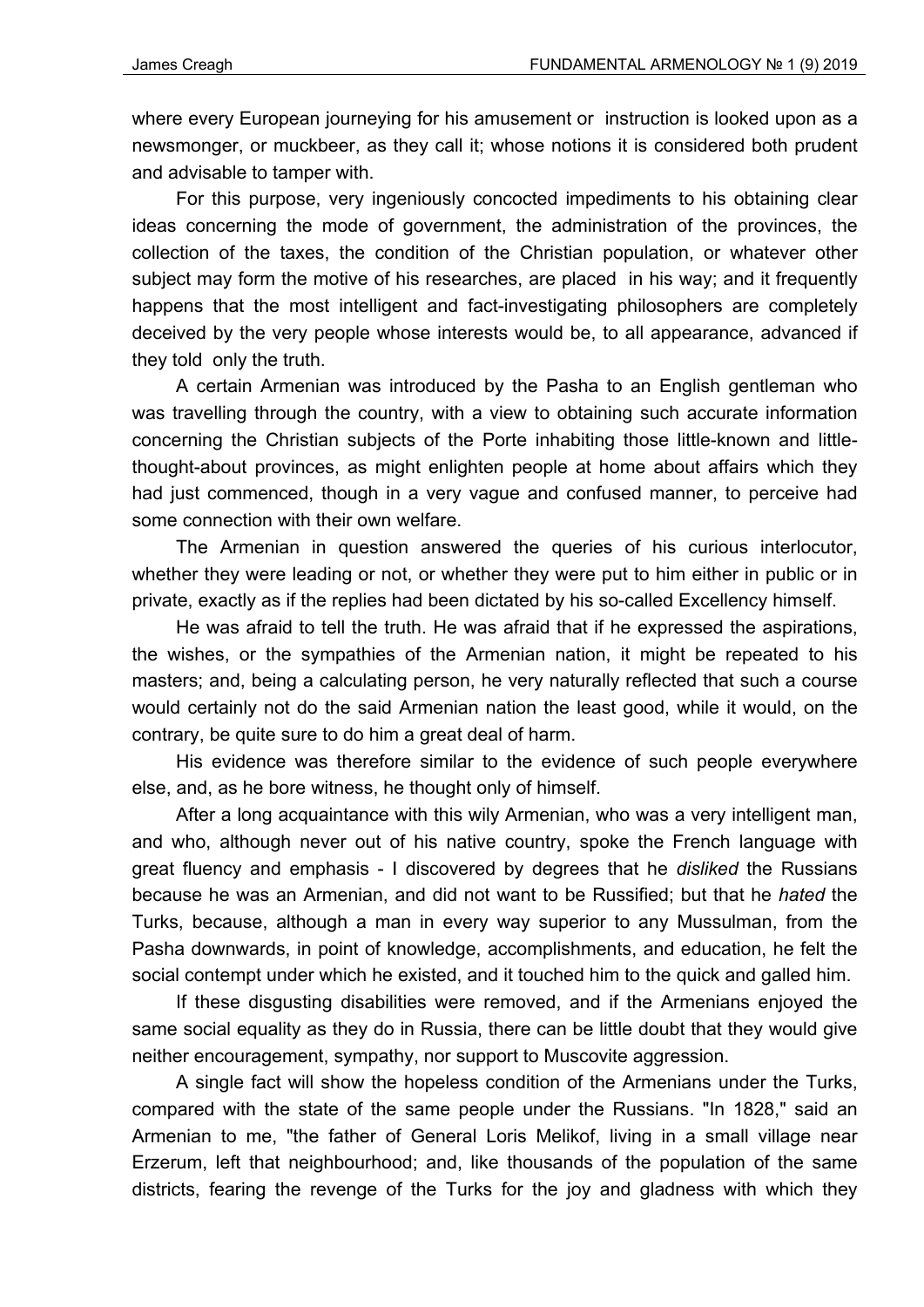where every European journeying for his amusement or instruction is looked upon as a newsmonger, or muckbeer, as they call it; whose notions it is considered both prudent and advisable to tamper with.

For this purpose, very ingeniously concocted impediments to his obtaining clear ideas concerning the mode of government, the administration of the provinces, the collection of the taxes, the condition of the Christian population, or whatever other subject may form the motive of his researches, are placed in his way; and it frequently happens that the most intelligent and fact-investigating philosophers are completely deceived by the very people whose interests would be, to all appearance, advanced if they told only the truth.

A certain Armenian was introduced by the Pasha to an English gentleman who was travelling through the country, with a view to obtaining such accurate information concerning the Christian subjects of the Porte inhabiting those little-known and little-thought-about provinces, as might enlighten people at home about affairs which they had just commenced, though in a very vague and confused manner, to perceive had some connection with their own welfare.

The Armenian in question answered the queries of his curious interlocutor, whether they were leading or not, or whether they were put to him either in public or in private, exactly as if the replies had been dictated by his so-called Excellency himself.

He was afraid to tell the truth. He was afraid that if he expressed the aspirations, the wishes, or the sympathies of the Armenian nation, it might be repeated to his masters; and, being a calculating person, he very naturally reflected that such a course would certainly not do the said Armenian nation the least good, while it would, on the contrary, be quite sure to do him a great deal of harm.

His evidence was therefore similar to the evidence of such people everywhere else, and, as he bore witness, he thought only of himself.

After a long acquaintance with this wily Armenian, who was a very intelligent man, and who, although never out of his native country, spoke the French language with great fluency and emphasis - I discovered by degrees that he *disliked* the Russians because he was an Armenian, and did not want to be Russified; but that he *hated* the Turks, because, although a man in every way superior to any Mussulman, from the Pasha downwards, in point of knowledge, accomplishments, and education, he felt the social contempt under which he existed, and it touched him to the quick and galled him.

If these disgusting disabilities were removed, and if the Armenians enjoyed the same social equality as they do in Russia, there can be little doubt that they would give neither encouragement, sympathy, nor support to Muscovite aggression.

A single fact will show the hopeless condition of the Armenians under the Turks, compared with the state of the same people under the Russians. "In 1828," said an Armenian to me, "the father of General Loris Melikof, living in a small village near Erzerum, left that neighbourhood; and, like thousands of the population of the same districts, fearing the revenge of the Turks for the joy and gladness with which they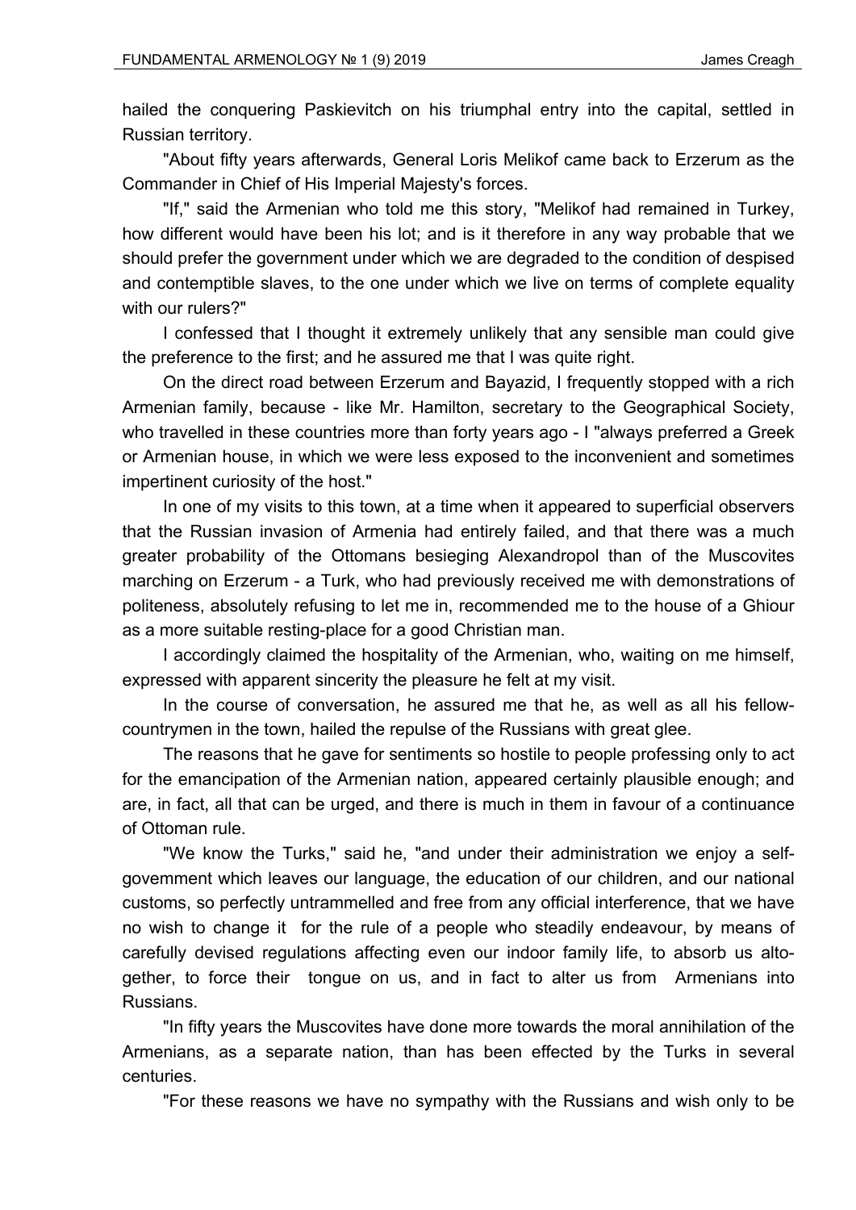hailed the conquering Paskievitch on his triumphal entry into the capital, settled in Russian territory.

"About fifty years afterwards, General Loris Melikof came back to Erzerum as the Commander in Chief of His Imperial Majesty's forces.

"If," said the Armenian who told me this story, "Melikof had remained in Turkey, how different would have been his lot; and is it therefore in any way probable that we should prefer the government under which we are degraded to the condition of despised and contemptible slaves, to the one under which we live on terms of complete equality with our rulers?"

I confessed that I thought it extremely unlikely that any sensible man could give the preference to the first; and he assured me that I was quite right.

On the direct road between Erzerum and Bayazid, I frequently stopped with a rich Armenian family, because - like Mr. Hamilton, secretary to the Geographical Society, who travelled in these countries more than forty years ago - I "always preferred a Greek or Armenian house, in which we were less exposed to the inconvenient and sometimes impertinent curiosity of the host."

In one of my visits to this town, at a time when it appeared to superficial observers that the Russian invasion of Armenia had entirely failed, and that there was a much greater probability of the Ottomans besieging Alexandropol than of the Muscovites marching on Erzerum - a Turk, who had previously received me with demonstrations of politeness, absolutely refusing to let me in, recommended me to the house of a Ghiour as a more suitable resting-place for a good Christian man.

I accordingly claimed the hospitality of the Armenian, who, waiting on me himself, expressed with apparent sincerity the pleasure he felt at my visit.

In the course of conversation, he assured me that he, as well as all his fellow-countrymen in the town, hailed the repulse of the Russians with great glee.

The reasons that he gave for sentiments so hostile to people professing only to act for the emancipation of the Armenian nation, appeared certainly plausible enough; and are, in fact, all that can be urged, and there is much in them in favour of a continuance of Ottoman rule.

"We know the Turks," said he, "and under their administration we enjoy a self-government which leaves our language, the education of our children, and our national customs, so perfectly untrammelled and free from any official interference, that we have no wish to change it for the rule of a people who steadily endeavour, by means of carefully devised regulations affecting even our indoor family life, to absorb us altogether, to force their tongue on us, and in fact to alter us from Armenians into Russians.

"In fifty years the Muscovites have done more towards the moral annihilation of the Armenians, as a separate nation, than has been effected by the Turks in several centuries.

"For these reasons we have no sympathy with the Russians and wish only to be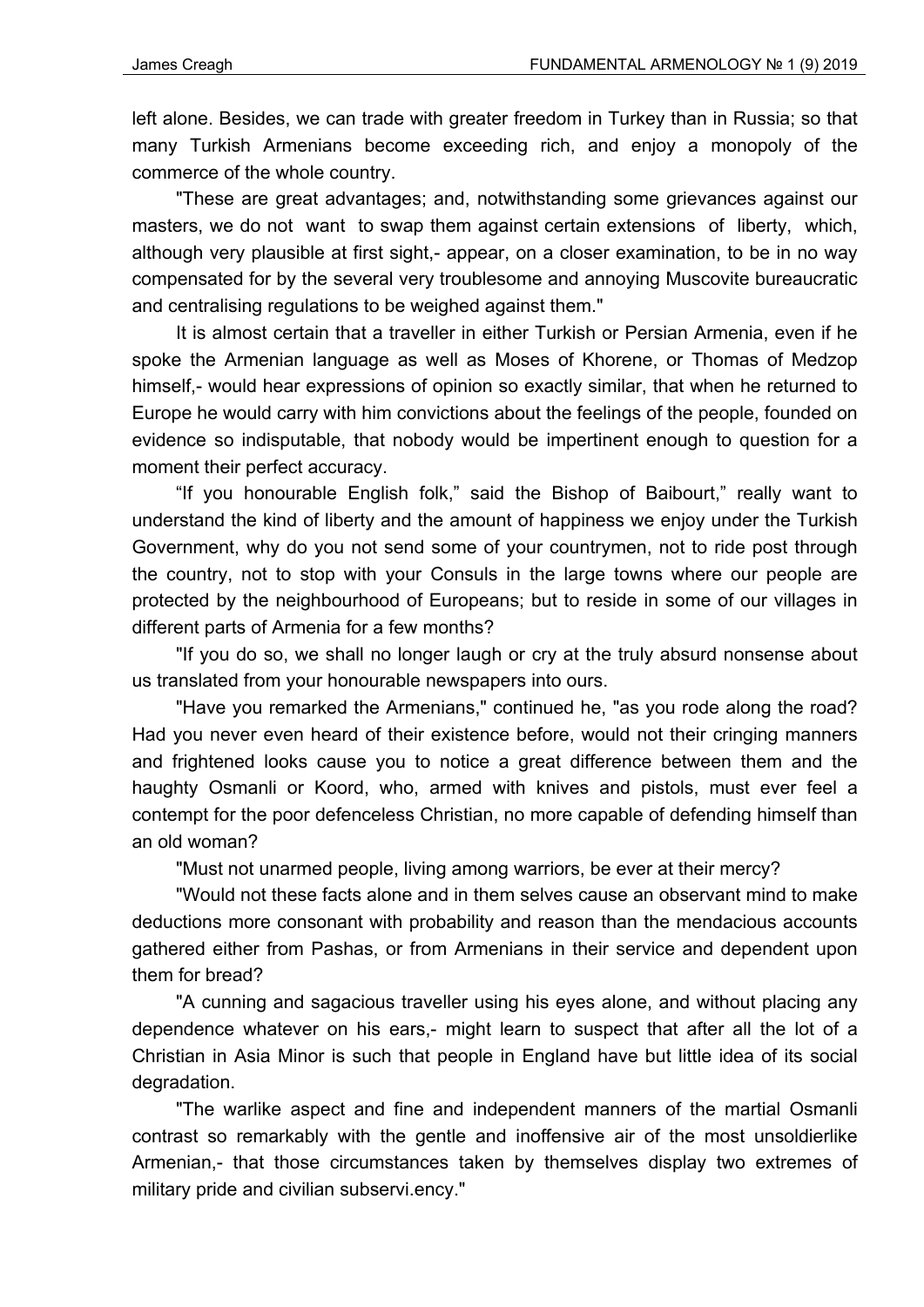left alone. Besides, we can trade with greater freedom in Turkey than in Russia; so that many Turkish Armenians become exceeding rich, and enjoy a monopoly of the commerce of the whole country.

"These are great advantages; and, notwithstanding some grievances against our masters, we do not want to swap them against certain extensions of liberty, which, although very plausible at first sight,- appear, on a closer examination, to be in no way compensated for by the several very troublesome and annoying Muscovite bureaucratic and centralising regulations to be weighed against them."

It is almost certain that a traveller in either Turkish or Persian Armenia, even if he spoke the Armenian language as well as Moses of Khorene, or Thomas of Medzop himself,- would hear expressions of opinion so exactly similar, that when he returned to Europe he would carry with him convictions about the feelings of the people, founded on evidence so indisputable, that nobody would be impertinent enough to question for a moment their perfect accuracy.

"If you honourable English folk," said the Bishop of Baibourt," really want to understand the kind of liberty and the amount of happiness we enjoy under the Turkish Government, why do you not send some of your countrymen, not to ride post through the country, not to stop with your Consuls in the large towns where our people are protected by the neighbourhood of Europeans; but to reside in some of our villages in different parts of Armenia for a few months?

"If you do so, we shall no longer laugh or cry at the truly absurd nonsense about us translated from your honourable newspapers into ours.

"Have you remarked the Armenians," continued he, "as you rode along the road? Had you never even heard of their existence before, would not their cringing manners and frightened looks cause you to notice a great difference between them and the haughty Osmanli or Koord, who, armed with knives and pistols, must ever feel a contempt for the poor defenceless Christian, no more capable of defending himself than an old woman?

"Must not unarmed people, living among warriors, be ever at their mercy?

"Would not these facts alone and in them selves cause an observant mind to make deductions more consonant with probability and reason than the mendacious accounts gathered either from Pashas, or from Armenians in their service and dependent upon them for bread?

"A cunning and sagacious traveller using his eyes alone, and without placing any dependence whatever on his ears,- might learn to suspect that after all the lot of a Christian in Asia Minor is such that people in England have but little idea of its social degradation.

"The warlike aspect and fine and independent manners of the martial Osmanli contrast so remarkably with the gentle and inoffensive air of the most unsoldierlike Armenian,- that those circumstances taken by themselves display two extremes of military pride and civilian subservi.ency."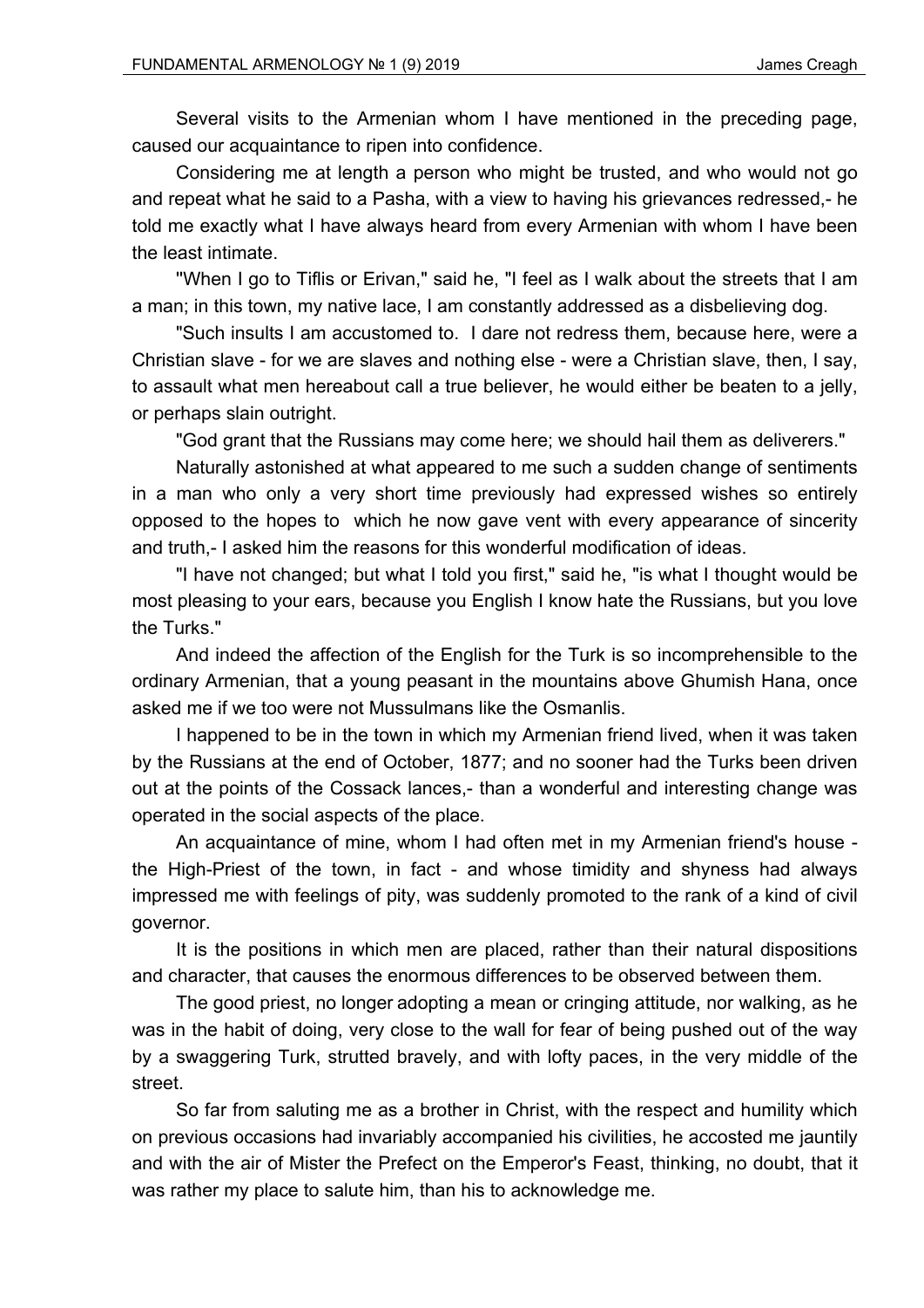Several visits to the Armenian whom I have mentioned in the preceding page, caused our acquaintance to ripen into confidence.

Considering me at length a person who might be trusted, and who would not go and repeat what he said to a Pasha, with a view to having his grievances redressed,- he told me exactly what I have always heard from every Armenian with whom I have been the least intimate.

"When I go to Tiflis or Erivan," said he, "I feel as I walk about the streets that I am a man; in this town, my native lace, I am constantly addressed as a disbelieving dog.

"Such insults I am accustomed to. I dare not redress them, because here, were a Christian slave - for we are slaves and nothing else - were a Christian slave, then, I say, to assault what men hereabout call a true believer, he would either be beaten to a jelly, or perhaps slain outright.

"God grant that the Russians may come here; we should hail them as deliverers."

Naturally astonished at what appeared to me such a sudden change of sentiments in a man who only a very short time previously had expressed wishes so entirely opposed to the hopes to which he now gave vent with every appearance of sincerity and truth,- I asked him the reasons for this wonderful modification of ideas.

"I have not changed; but what I told you first," said he, "is what I thought would be most pleasing to your ears, because you English I know hate the Russians, but you love the Turks."

And indeed the affection of the English for the Turk is so incomprehensible to the ordinary Armenian, that a young peasant in the mountains above Ghumish Hana, once asked me if we too were not Mussulmans like the Osmanlis.

I happened to be in the town in which my Armenian friend lived, when it was taken by the Russians at the end of October, 1877; and no sooner had the Turks been driven out at the points of the Cossack lances,- than a wonderful and interesting change was operated in the social aspects of the place.

An acquaintance of mine, whom I had often met in my Armenian friend's house - the High-Priest of the town, in fact - and whose timidity and shyness had always impressed me with feelings of pity, was suddenly promoted to the rank of a kind of civil governor.

It is the positions in which men are placed, rather than their natural dispositions and character, that causes the enormous differences to be observed between them.

The good priest, no longer adopting a mean or cringing attitude, nor walking, as he was in the habit of doing, very close to the wall for fear of being pushed out of the way by a swaggering Turk, strutted bravely, and with lofty paces, in the very middle of the street.

So far from saluting me as a brother in Christ, with the respect and humility which on previous occasions had invariably accompanied his civilities, he accosted me jauntily and with the air of Mister the Prefect on the Emperor's Feast, thinking, no doubt, that it was rather my place to salute him, than his to acknowledge me.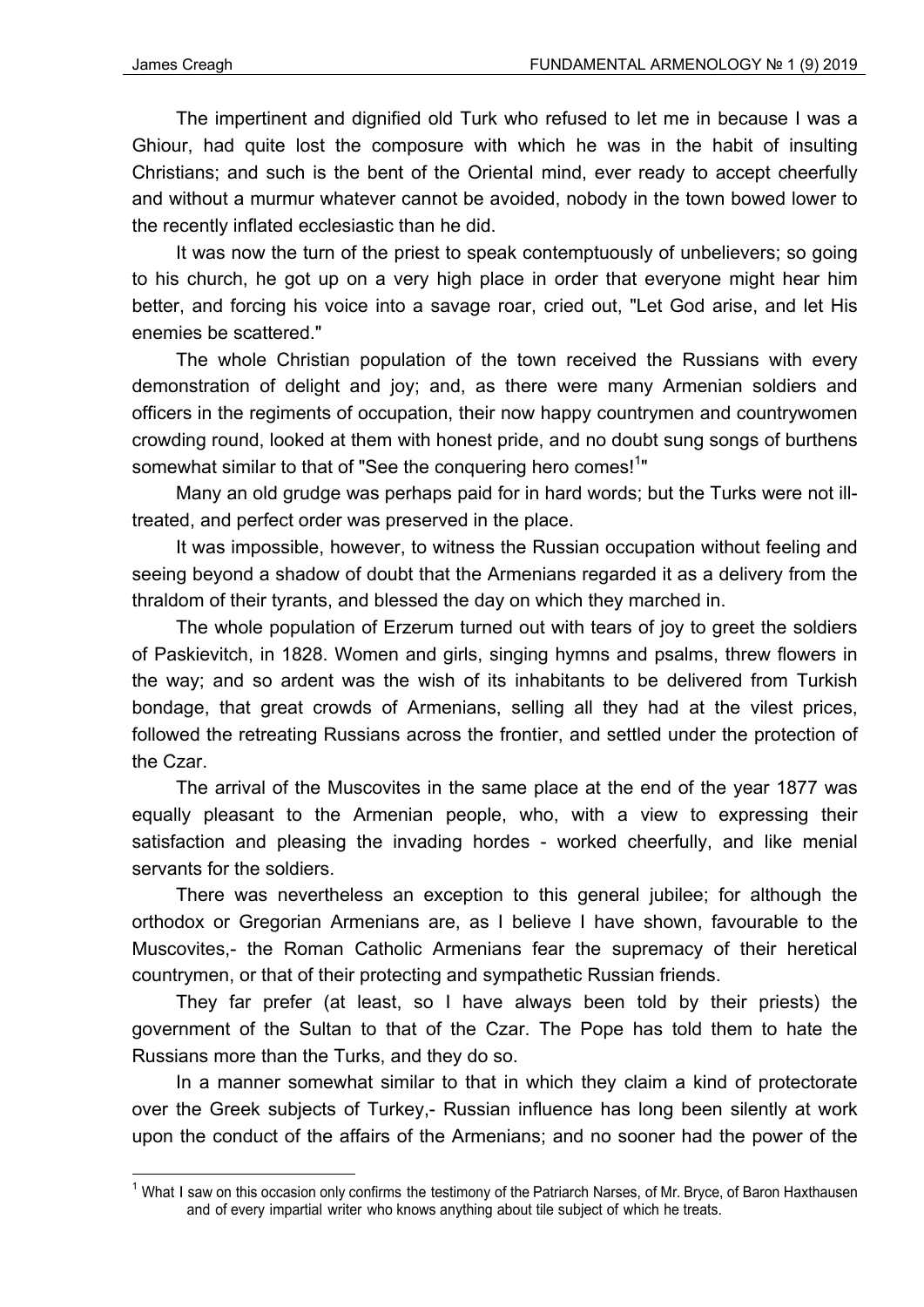The impertinent and dignified old Turk who refused to let me in because I was a Ghiour, had quite lost the composure with which he was in the habit of insulting Christians; and such is the bent of the Oriental mind, ever ready to accept cheerfully and without a murmur whatever cannot be avoided, nobody in the town bowed lower to the recently inflated ecclesiastic than he did.

It was now the turn of the priest to speak contemptuously of unbelievers; so going to his church, he got up on a very high place in order that everyone might hear him better, and forcing his voice into a savage roar, cried out, "Let God arise, and let His enemies be scattered."

The whole Christian population of the town received the Russians with every demonstration of delight and joy; and, as there were many Armenian soldiers and officers in the regiments of occupation, their now happy countrymen and countrywomen crowding round, looked at them with honest pride, and no doubt sung songs of burthens somewhat similar to that of "See the conquering hero comes![1]"

Many an old grudge was perhaps paid for in hard words; but the Turks were not ill-treated, and perfect order was preserved in the place.

It was impossible, however, to witness the Russian occupation without feeling and seeing beyond a shadow of doubt that the Armenians regarded it as a delivery from the thraldom of their tyrants, and blessed the day on which they marched in.

The whole population of Erzerum turned out with tears of joy to greet the soldiers of Paskievitch, in 1828. Women and girls, singing hymns and psalms, threw flowers in the way; and so ardent was the wish of its inhabitants to be delivered from Turkish bondage, that great crowds of Armenians, selling all they had at the vilest prices, followed the retreating Russians across the frontier, and settled under the protection of the Czar.

The arrival of the Muscovites in the same place at the end of the year 1877 was equally pleasant to the Armenian people, who, with a view to expressing their satisfaction and pleasing the invading hordes - worked cheerfully, and like menial servants for the soldiers.

There was nevertheless an exception to this general jubilee; for although the orthodox or Gregorian Armenians are, as I believe I have shown, favourable to the Muscovites,- the Roman Catholic Armenians fear the supremacy of their heretical countrymen, or that of their protecting and sympathetic Russian friends.

They far prefer (at least, so I have always been told by their priests) the government of the Sultan to that of the Czar. The Pope has told them to hate the Russians more than the Turks, and they do so.

In a manner somewhat similar to that in which they claim a kind of protectorate over the Greek subjects of Turkey,- Russian influence has long been silently at work upon the conduct of the affairs of the Armenians; and no sooner had the power of the

[1] What I saw on this occasion only confirms the testimony of the Patriarch Narses, of Mr. Bryce, of Baron Haxthausen and of every impartial writer who knows anything about tile subject of which he treats.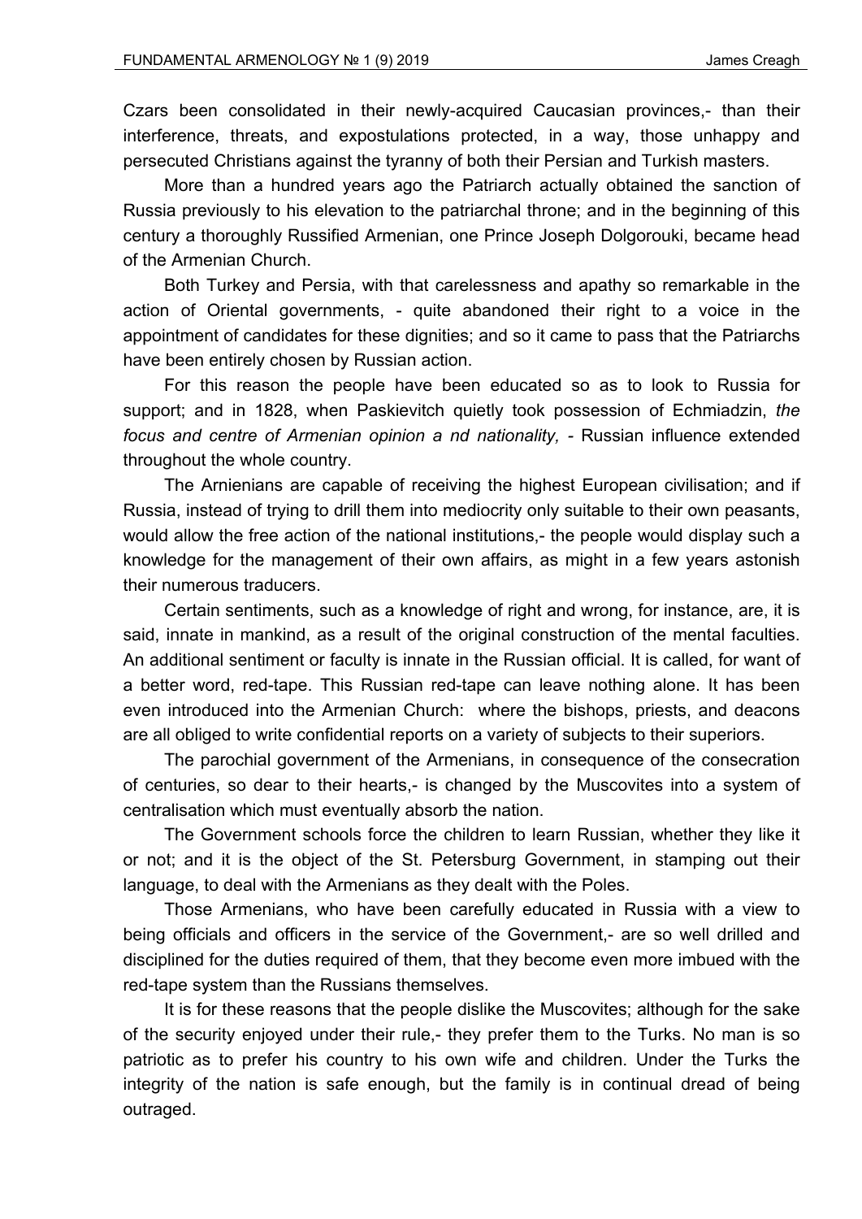Czars been consolidated in their newly-acquired Caucasian provinces,- than their interference, threats, and expostulations protected, in a way, those unhappy and persecuted Christians against the tyranny of both their Persian and Turkish masters.

More than a hundred years ago the Patriarch actually obtained the sanction of Russia previously to his elevation to the patriarchal throne; and in the beginning of this century a thoroughly Russified Armenian, one Prince Joseph Dolgorouki, became head of the Armenian Church.

Both Turkey and Persia, with that carelessness and apathy so remarkable in the action of Oriental governments, - quite abandoned their right to a voice in the appointment of candidates for these dignities; and so it came to pass that the Patriarchs have been entirely chosen by Russian action.

For this reason the people have been educated so as to look to Russia for support; and in 1828, when Paskievitch quietly took possession of Echmiadzin, *the focus and centre of Armenian opinion a nd nationality,* - Russian influence extended throughout the whole country.

The Arnienians are capable of receiving the highest European civilisation; and if Russia, instead of trying to drill them into mediocrity only suitable to their own peasants, would allow the free action of the national institutions,- the people would display such a knowledge for the management of their own affairs, as might in a few years astonish their numerous traducers.

Certain sentiments, such as a knowledge of right and wrong, for instance, are, it is said, innate in mankind, as a result of the original construction of the mental faculties. An additional sentiment or faculty is innate in the Russian official. It is called, for want of a better word, red-tape. This Russian red-tape can leave nothing alone. It has been even introduced into the Armenian Church: where the bishops, priests, and deacons are all obliged to write confidential reports on a variety of subjects to their superiors.

The parochial government of the Armenians, in consequence of the consecration of centuries, so dear to their hearts,- is changed by the Muscovites into a system of centralisation which must eventually absorb the nation.

The Government schools force the children to learn Russian, whether they like it or not; and it is the object of the St. Petersburg Government, in stamping out their language, to deal with the Armenians as they dealt with the Poles.

Those Armenians, who have been carefully educated in Russia with a view to being officials and officers in the service of the Government,- are so well drilled and disciplined for the duties required of them, that they become even more imbued with the red-tape system than the Russians themselves.

It is for these reasons that the people dislike the Muscovites; although for the sake of the security enjoyed under their rule,- they prefer them to the Turks. No man is so patriotic as to prefer his country to his own wife and children. Under the Turks the integrity of the nation is safe enough, but the family is in continual dread of being outraged.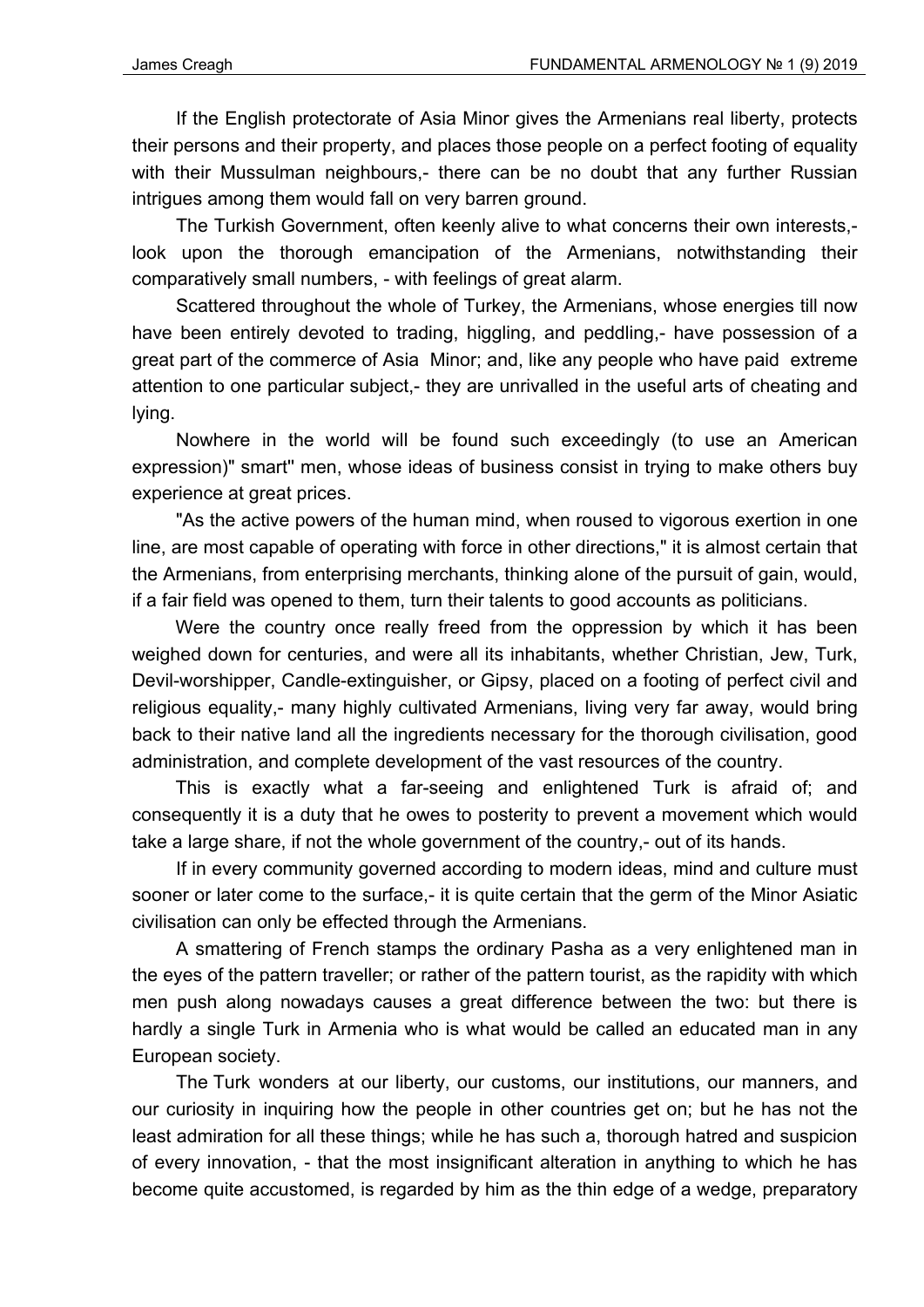If the English protectorate of Asia Minor gives the Armenians real liberty, protects their persons and their property, and places those people on a perfect footing of equality with their Mussulman neighbours,- there can be no doubt that any further Russian intrigues among them would fall on very barren ground.

The Turkish Government, often keenly alive to what concerns their own interests,- look upon the thorough emancipation of the Armenians, notwithstanding their comparatively small numbers, - with feelings of great alarm.

Scattered throughout the whole of Turkey, the Armenians, whose energies till now have been entirely devoted to trading, higgling, and peddling,- have possession of a great part of the commerce of Asia Minor; and, like any people who have paid extreme attention to one particular subject,- they are unrivalled in the useful arts of cheating and lying.

Nowhere in the world will be found such exceedingly (to use an American expression)" smart" men, whose ideas of business consist in trying to make others buy experience at great prices.

"As the active powers of the human mind, when roused to vigorous exertion in one line, are most capable of operating with force in other directions," it is almost certain that the Armenians, from enterprising merchants, thinking alone of the pursuit of gain, would, if a fair field was opened to them, turn their talents to good accounts as politicians.

Were the country once really freed from the oppression by which it has been weighed down for centuries, and were all its inhabitants, whether Christian, Jew, Turk, Devil-worshipper, Candle-extinguisher, or Gipsy, placed on a footing of perfect civil and religious equality,- many highly cultivated Armenians, living very far away, would bring back to their native land all the ingredients necessary for the thorough civilisation, good administration, and complete development of the vast resources of the country.

This is exactly what a far-seeing and enlightened Turk is afraid of; and consequently it is a duty that he owes to posterity to prevent a movement which would take a large share, if not the whole government of the country,- out of its hands.

If in every community governed according to modern ideas, mind and culture must sooner or later come to the surface,- it is quite certain that the germ of the Minor Asiatic civilisation can only be effected through the Armenians.

A smattering of French stamps the ordinary Pasha as a very enlightened man in the eyes of the pattern traveller; or rather of the pattern tourist, as the rapidity with which men push along nowadays causes a great difference between the two: but there is hardly a single Turk in Armenia who is what would be called an educated man in any European society.

The Turk wonders at our liberty, our customs, our institutions, our manners, and our curiosity in inquiring how the people in other countries get on; but he has not the least admiration for all these things; while he has such a, thorough hatred and suspicion of every innovation, - that the most insignificant alteration in anything to which he has become quite accustomed, is regarded by him as the thin edge of a wedge, preparatory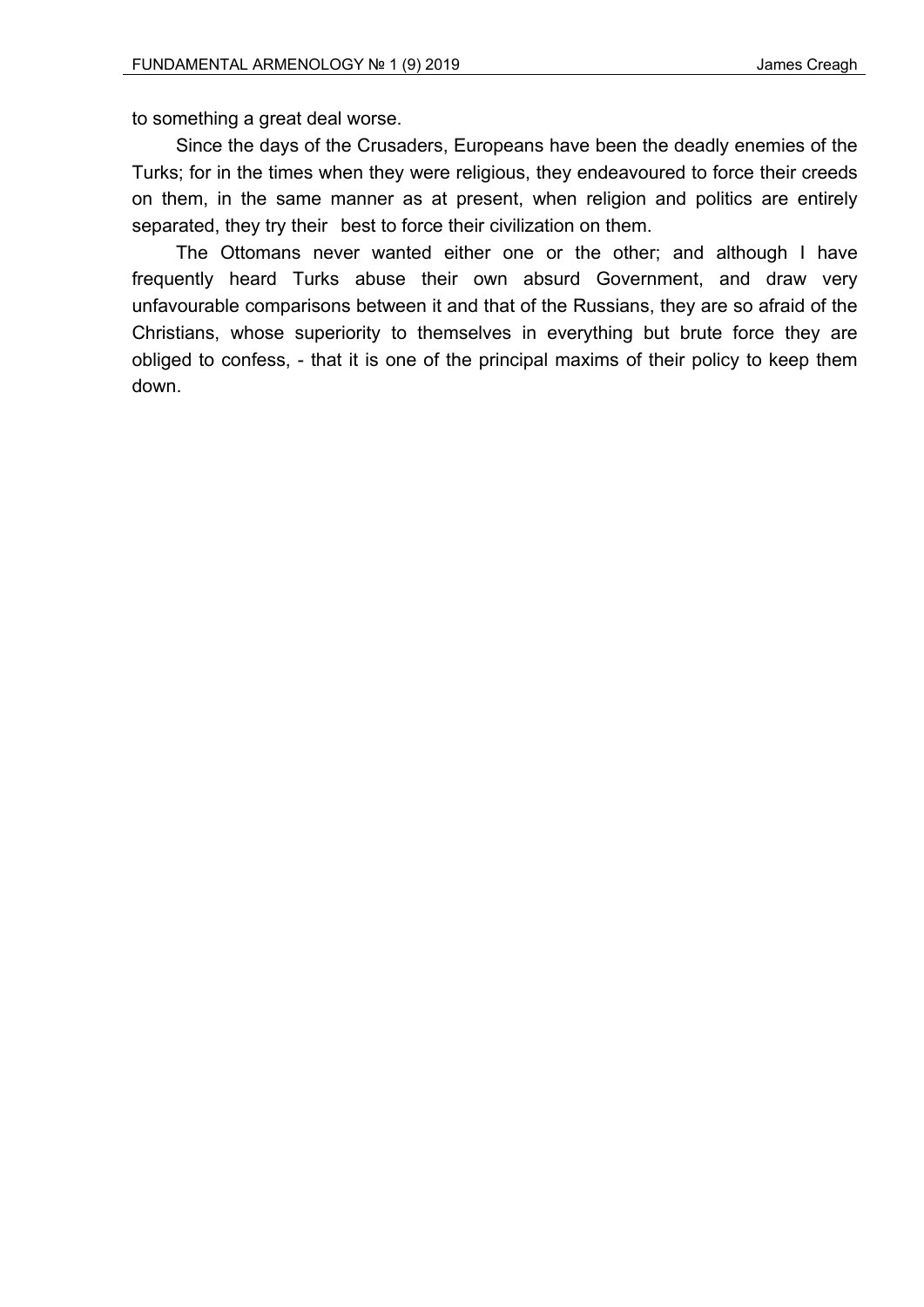to something a great deal worse.

Since the days of the Crusaders, Europeans have been the deadly enemies of the Turks; for in the times when they were religious, they endeavoured to force their creeds on them, in the same manner as at present, when religion and politics are entirely separated, they try their best to force their civilization on them.

The Ottomans never wanted either one or the other; and although I have frequently heard Turks abuse their own absurd Government, and draw very unfavourable comparisons between it and that of the Russians, they are so afraid of the Christians, whose superiority to themselves in everything but brute force they are obliged to confess, - that it is one of the principal maxims of their policy to keep them down.